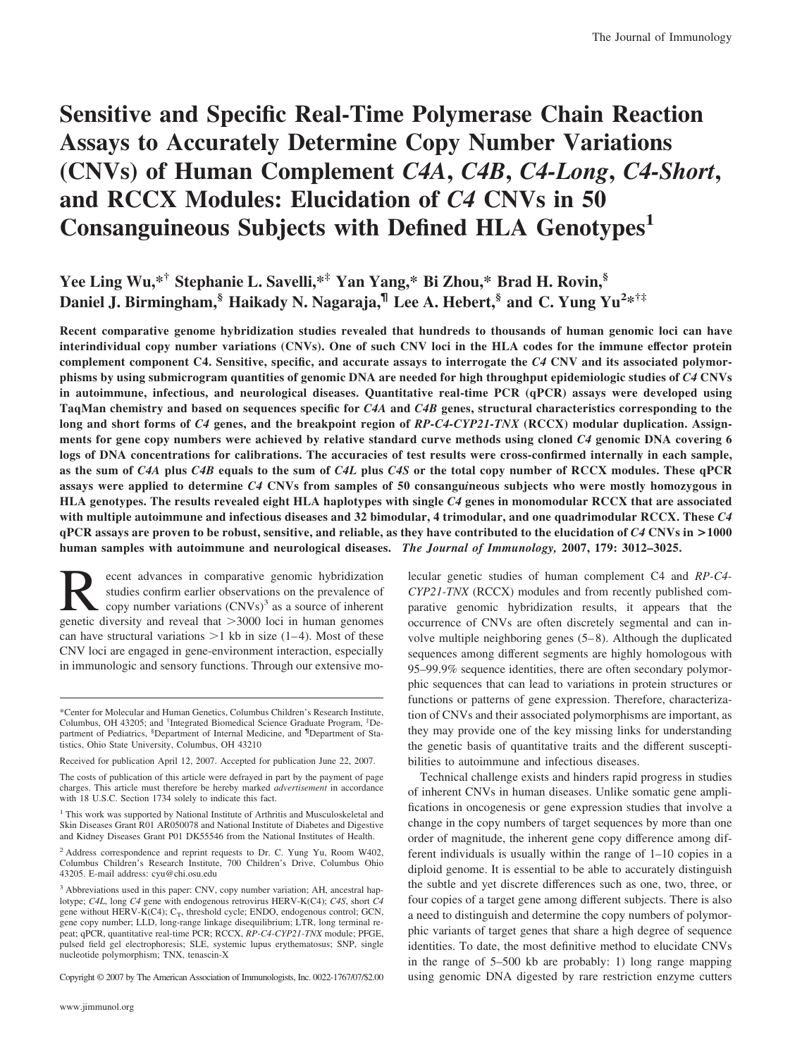# Sensitive and Specific Real-Time Polymerase Chain Reaction Assays to Accurately Determine Copy Number Variations (CNVs) of Human Complement *C4A*, *C4B*, *C4-Long*, *C4-Short*, and RCCX Modules: Elucidation of *C4* CNVs in 50 Consanguineous Subjects with Defined HLA Genotypes[1]

Yee Ling Wu,*† Stephanie L. Savelli,*‡ Yan Yang,* Bi Zhou,* Brad H. Rovin,§ Daniel J. Birmingham,§ Haikady N. Nagaraja,¶ Lee A. Hebert,§ and C. Yung Yu[2]*†‡

**Recent comparative genome hybridization studies revealed that hundreds to thousands of human genomic loci can have interindividual copy number variations (CNVs). One of such CNV loci in the HLA codes for the immune effector protein complement component C4. Sensitive, specific, and accurate assays to interrogate the *C4* CNV and its associated polymorphisms by using submicrogram quantities of genomic DNA are needed for high throughput epidemiologic studies of *C4* CNVs in autoimmune, infectious, and neurological diseases. Quantitative real-time PCR (qPCR) assays were developed using TaqMan chemistry and based on sequences specific for *C4A* and *C4B* genes, structural characteristics corresponding to the long and short forms of *C4* genes, and the breakpoint region of *RP-C4-CYP21-TNX* (RCCX) modular duplication. Assignments for gene copy numbers were achieved by relative standard curve methods using cloned *C4* genomic DNA covering 6 logs of DNA concentrations for calibrations. The accuracies of test results were cross-confirmed internally in each sample, as the sum of *C4A* plus *C4B* equals to the sum of *C4L* plus *C4S* or the total copy number of RCCX modules. These qPCR assays were applied to determine *C4* CNVs from samples of 50 consanguineous subjects who were mostly homozygous in HLA genotypes. The results revealed eight HLA haplotypes with single *C4* genes in monomodular RCCX that are associated with multiple autoimmune and infectious diseases and 32 bimodular, 4 trimodular, and one quadrimodular RCCX. These *C4* qPCR assays are proven to be robust, sensitive, and reliable, as they have contributed to the elucidation of *C4* CNVs in >1000 human samples with autoimmune and neurological diseases.** *The Journal of Immunology,* **2007, 179: 3012–3025.**

Recent advances in comparative genomic hybridization studies confirm earlier observations on the prevalence of copy number variations (CNVs)[3] as a source of inherent genetic diversity and reveal that >3000 loci in human genomes can have structural variations >1 kb in size (1–4). Most of these CNV loci are engaged in gene-environment interaction, especially in immunologic and sensory functions. Through our extensive molecular genetic studies of human complement C4 and *RP-C4-CYP21-TNX* (RCCX) modules and from recently published comparative genomic hybridization results, it appears that the occurrence of CNVs are often discretely segmental and can involve multiple neighboring genes (5–8). Although the duplicated sequences among different segments are highly homologous with 95–99.9% sequence identities, there are often secondary polymorphic sequences that can lead to variations in protein structures or functions or patterns of gene expression. Therefore, characterization of CNVs and their associated polymorphisms are important, as they may provide one of the key missing links for understanding the genetic basis of quantitative traits and the different susceptibilities to autoimmune and infectious diseases.

Technical challenge exists and hinders rapid progress in studies of inherent CNVs in human diseases. Unlike somatic gene amplifications in oncogenesis or gene expression studies that involve a change in the copy numbers of target sequences by more than one order of magnitude, the inherent gene copy difference among different individuals is usually within the range of 1–10 copies in a diploid genome. It is essential to be able to accurately distinguish the subtle and yet discrete differences such as one, two, three, or four copies of a target gene among different subjects. There is also a need to distinguish and determine the copy numbers of polymorphic variants of target genes that share a high degree of sequence identities. To date, the most definitive method to elucidate CNVs in the range of 5–500 kb are probably: 1) long range mapping using genomic DNA digested by rare restriction enzyme cutters

---

*Center for Molecular and Human Genetics, Columbus Children's Research Institute, Columbus, OH 43205; and †Integrated Biomedical Science Graduate Program, ‡Department of Pediatrics, §Department of Internal Medicine, and ¶Department of Statistics, Ohio State University, Columbus, OH 43210

Received for publication April 12, 2007. Accepted for publication June 22, 2007.

The costs of publication of this article were defrayed in part by the payment of page charges. This article must therefore be hereby marked *advertisement* in accordance with 18 U.S.C. Section 1734 solely to indicate this fact.

[1] This work was supported by National Institute of Arthritis and Musculoskeletal and Skin Diseases Grant R01 AR050078 and National Institute of Diabetes and Digestive and Kidney Diseases Grant P01 DK55546 from the National Institutes of Health.

[2] Address correspondence and reprint requests to Dr. C. Yung Yu, Room W402, Columbus Children's Research Institute, 700 Children's Drive, Columbus Ohio 43205. E-mail address: cyu@chi.osu.edu

[3] Abbreviations used in this paper: CNV, copy number variation; AH, ancestral haplotype; *C4L*, long *C4* gene with endogenous retrovirus HERV-K(C4); *C4S*, short *C4* gene without HERV-K(C4); $C_T$, threshold cycle; ENDO, endogenous control; GCN, gene copy number; LLD, long-range linkage disequilibrium; LTR, long terminal repeat; qPCR, quantitative real-time PCR; RCCX, *RP-C4-CYP21-TNX* module; PFGE, pulsed field gel electrophoresis; SLE, systemic lupus erythematosus; SNP, single nucleotide polymorphism; TNX, tenascin-X

Copyright © 2007 by The American Association of Immunologists, Inc. 0022-1767/07/$2.00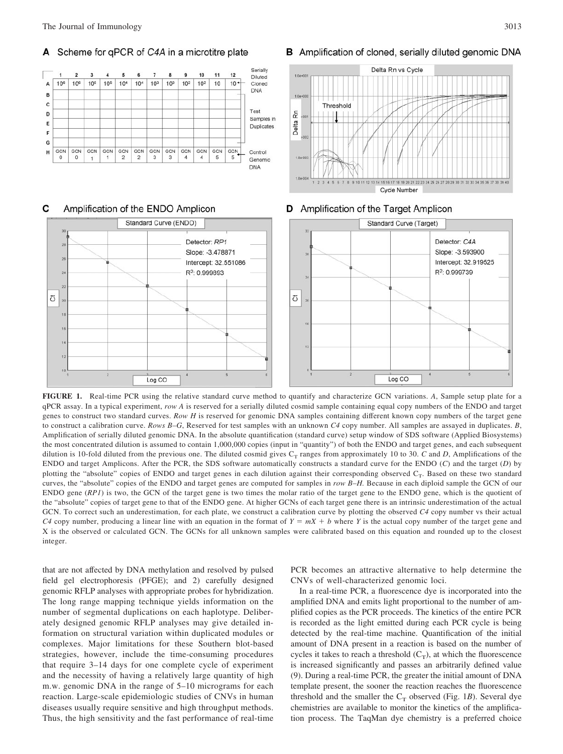**A** Scheme for qPCR of *C4A* in a microtitre plate

1 2 3 4 5 6 7 8 9 10 11 12

A $10^6$ $10^6$ $10^5$ $10^5$ $10^4$ $10^4$ $10^3$ $10^3$ $10^2$ $10^2$ 10 10 ← Serially Diluted Cloned DNA

B

C

D Test Samples in Duplicates

E

F

G

H GCN 0 GCN 0 GCN 1 GCN 1 GCN 2 GCN 2 GCN 3 GCN 3 GCN 4 GCN 4 GCN 5 GCN 5 ← Control Genomic DNA

**B** Amplification of cloned, serially diluted genomic DNA

Delta Rn vs Cycle

Threshold

Delta Rn

Cycle Number

**C** Amplification of the ENDO Amplicon

Standard Curve (ENDO)

Detector: *RP1*

Slope: -3.478871

Intercept: 32.551086

$R^2$: 0.999893

Ct

Log CO

**D** Amplification of the Target Amplicon

Standard Curve (Target)

Detector: *C4A*

Slope: -3.593900

Intercept: 32.919525

$R^2$: 0.999739

Ct

Log CO

**FIGURE 1.** Real-time PCR using the relative standard curve method to quantify and characterize GCN variations. *A*, Sample setup plate for a qPCR assay. In a typical experiment, *row A* is reserved for a serially diluted cosmid sample containing equal copy numbers of the ENDO and target genes to construct two standard curves. *Row H* is reserved for genomic DNA samples containing different known copy numbers of the target gene to construct a calibration curve. *Rows B–G*, Reserved for test samples with an unknown *C4* copy number. All samples are assayed in duplicates. *B*, Amplification of serially diluted genomic DNA. In the absolute quantification (standard curve) setup window of SDS software (Applied Biosystems) the most concentrated dilution is assumed to contain 1,000,000 copies (input in "quantity") of both the ENDO and target genes, and each subsequent dilution is 10-fold diluted from the previous one. The diluted cosmid gives $C_T$ ranges from approximately 10 to 30. *C* and *D*, Amplifications of the ENDO and target Amplicons. After the PCR, the SDS software automatically constructs a standard curve for the ENDO (*C*) and the target (*D*) by plotting the "absolute" copies of ENDO and target genes in each dilution against their corresponding observed $C_T$. Based on these two standard curves, the "absolute" copies of the ENDO and target genes are computed for samples in *row B–H*. Because in each diploid sample the GCN of our ENDO gene (*RP1*) is two, the GCN of the target gene is two times the molar ratio of the target gene to the ENDO gene, which is the quotient of the "absolute" copies of target gene to that of the ENDO gene. At higher GCNs of each target gene there is an intrinsic underestimation of the actual GCN. To correct such an underestimation, for each plate, we construct a calibration curve by plotting the observed *C4* copy number vs their actual *C4* copy number, producing a linear line with an equation in the format of $Y = mX + b$ where $Y$ is the actual copy number of the target gene and X is the observed or calculated GCN. The GCNs for all unknown samples were calibrated based on this equation and rounded up to the closest integer.

that are not affected by DNA methylation and resolved by pulsed field gel electrophoresis (PFGE); and 2) carefully designed genomic RFLP analyses with appropriate probes for hybridization. The long range mapping technique yields information on the number of segmental duplications on each haplotype. Deliberately designed genomic RFLP analyses may give detailed information on structural variation within duplicated modules or complexes. Major limitations for these Southern blot-based strategies, however, include the time-consuming procedures that require 3–14 days for one complete cycle of experiment and the necessity of having a relatively large quantity of high m.w. genomic DNA in the range of 5–10 micrograms for each reaction. Large-scale epidemiologic studies of CNVs in human diseases usually require sensitive and high throughput methods. Thus, the high sensitivity and the fast performance of real-time PCR becomes an attractive alternative to help determine the CNVs of well-characterized genomic loci.

In a real-time PCR, a fluorescence dye is incorporated into the amplified DNA and emits light proportional to the number of amplified copies as the PCR proceeds. The kinetics of the entire PCR is recorded as the light emitted during each PCR cycle is being detected by the real-time machine. Quantification of the initial amount of DNA present in a reaction is based on the number of cycles it takes to reach a threshold ($C_T$), at which the fluorescence is increased significantly and passes an arbitrarily defined value (9). During a real-time PCR, the greater the initial amount of DNA template present, the sooner the reaction reaches the fluorescence threshold and the smaller the $C_T$ observed (Fig. 1*B*). Several dye chemistries are available to monitor the kinetics of the amplification process. The TaqMan dye chemistry is a preferred choice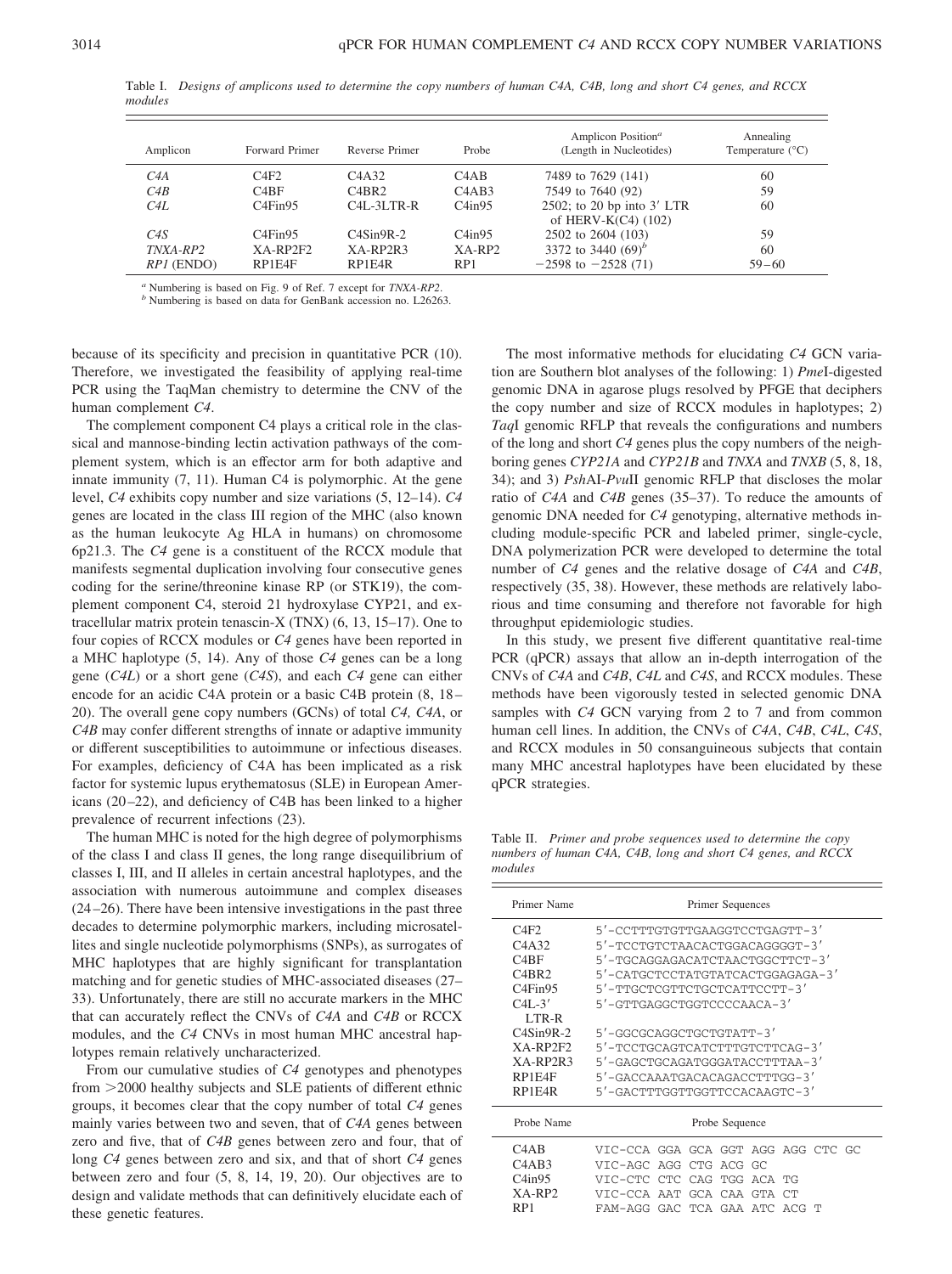Table I. *Designs of amplicons used to determine the copy numbers of human C4A, C4B, long and short C4 genes, and RCCX modules*

| Amplicon | Forward Primer | Reverse Primer | Probe | Amplicon Position[a] (Length in Nucleotides) | Annealing Temperature (°C) |
|---|---|---|---|---|---|
| *C4A* | C4F2 | C4A32 | C4AB | 7489 to 7629 (141) | 60 |
| *C4B* | C4BF | C4BR2 | C4AB3 | 7549 to 7640 (92) | 59 |
| *C4L* | C4Fin95 | C4L-3LTR-R | C4in95 | 2502; to 20 bp into 3′ LTR of HERV-K(C4) (102) | 60 |
| *C4S* | C4Fin95 | C4Sin9R-2 | C4in95 | 2502 to 2604 (103) | 59 |
| *TNXA-RP2* | XA-RP2F2 | XA-RP2R3 | XA-RP2 | 3372 to 3440 (69)[b] | 60 |
| *RP1* (ENDO) | RP1E4F | RP1E4R | RP1 | −2598 to −2528 (71) | 59–60 |

[a] Numbering is based on Fig. 9 of Ref. 7 except for *TNXA-RP2*.
[b] Numbering is based on data for GenBank accession no. L26263.

because of its specificity and precision in quantitative PCR (10). Therefore, we investigated the feasibility of applying real-time PCR using the TaqMan chemistry to determine the CNV of the human complement *C4*.

The complement component C4 plays a critical role in the classical and mannose-binding lectin activation pathways of the complement system, which is an effector arm for both adaptive and innate immunity (7, 11). Human C4 is polymorphic. At the gene level, *C4* exhibits copy number and size variations (5, 12–14). *C4* genes are located in the class III region of the MHC (also known as the human leukocyte Ag HLA in humans) on chromosome 6p21.3. The *C4* gene is a constituent of the RCCX module that manifests segmental duplication involving four consecutive genes coding for the serine/threonine kinase RP (or STK19), the complement component C4, steroid 21 hydroxylase CYP21, and extracellular matrix protein tenascin-X (TNX) (6, 13, 15–17). One to four copies of RCCX modules or *C4* genes have been reported in a MHC haplotype (5, 14). Any of those *C4* genes can be a long gene (*C4L*) or a short gene (*C4S*), and each *C4* gene can either encode for an acidic C4A protein or a basic C4B protein (8, 18–20). The overall gene copy numbers (GCNs) of total *C4, C4A*, or *C4B* may confer different strengths of innate or adaptive immunity or different susceptibilities to autoimmune or infectious diseases. For examples, deficiency of C4A has been implicated as a risk factor for systemic lupus erythematosus (SLE) in European Americans (20–22), and deficiency of C4B has been linked to a higher prevalence of recurrent infections (23).

The human MHC is noted for the high degree of polymorphisms of the class I and class II genes, the long range disequilibrium of classes I, III, and II alleles in certain ancestral haplotypes, and the association with numerous autoimmune and complex diseases (24–26). There have been intensive investigations in the past three decades to determine polymorphic markers, including microsatellites and single nucleotide polymorphisms (SNPs), as surrogates of MHC haplotypes that are highly significant for transplantation matching and for genetic studies of MHC-associated diseases (27–33). Unfortunately, there are still no accurate markers in the MHC that can accurately reflect the CNVs of *C4A* and *C4B* or RCCX modules, and the *C4* CNVs in most human MHC ancestral haplotypes remain relatively uncharacterized.

From our cumulative studies of *C4* genotypes and phenotypes from >2000 healthy subjects and SLE patients of different ethnic groups, it becomes clear that the copy number of total *C4* genes mainly varies between two and seven, that of *C4A* genes between zero and five, that of *C4B* genes between zero and four, that of long *C4* genes between zero and six, and that of short *C4* genes between zero and four (5, 8, 14, 19, 20). Our objectives are to design and validate methods that can definitively elucidate each of these genetic features.

The most informative methods for elucidating *C4* GCN variation are Southern blot analyses of the following: 1) *Pme*I-digested genomic DNA in agarose plugs resolved by PFGE that deciphers the copy number and size of RCCX modules in haplotypes; 2) *Taq*I genomic RFLP that reveals the configurations and numbers of the long and short *C4* genes plus the copy numbers of the neighboring genes *CYP21A* and *CYP21B* and *TNXA* and *TNXB* (5, 8, 18, 34); and 3) *Psh*AI-*Pvu*II genomic RFLP that discloses the molar ratio of *C4A* and *C4B* genes (35–37). To reduce the amounts of genomic DNA needed for *C4* genotyping, alternative methods including module-specific PCR and labeled primer, single-cycle, DNA polymerization PCR were developed to determine the total number of *C4* genes and the relative dosage of *C4A* and *C4B*, respectively (35, 38). However, these methods are relatively laborious and time consuming and therefore not favorable for high throughput epidemiologic studies.

In this study, we present five different quantitative real-time PCR (qPCR) assays that allow an in-depth interrogation of the CNVs of *C4A* and *C4B*, *C4L* and *C4S*, and RCCX modules. These methods have been vigorously tested in selected genomic DNA samples with *C4* GCN varying from 2 to 7 and from common human cell lines. In addition, the CNVs of *C4A*, *C4B*, *C4L*, *C4S*, and RCCX modules in 50 consanguineous subjects that contain many MHC ancestral haplotypes have been elucidated by these qPCR strategies.

Table II. *Primer and probe sequences used to determine the copy numbers of human C4A, C4B, long and short C4 genes, and RCCX modules*

| Primer Name | Primer Sequences |
|---|---|
| C4F2 | 5′-CCTTTGTGTTGAAGGTCCTGAGTT-3′ |
| C4A32 | 5′-TCCTGTCTAACACTGGACAGGGGT-3′ |
| C4BF | 5′-TGCAGGAGACATCTAACTGGCTTCT-3′ |
| C4BR2 | 5′-CATGCTCCTATGTATCACTGGAGAGA-3′ |
| C4Fin95 | 5′-TTGCTCGTTCTGCTCATTCCTT-3′ |
| C4L-3′ LTR-R | 5′-GTTGAGGCTGGTCCCCAACA-3′ |
| C4Sin9R-2 | 5′-GGCGCAGGCTGCTGTATT-3′ |
| XA-RP2F2 | 5′-TCCTGCAGTCATCTTTGTCTTCAG-3′ |
| XA-RP2R3 | 5′-GAGCTGCAGATGGGATACCTTTAA-3′ |
| RP1E4F | 5′-GACCAAATGACACAGACCTTTGG-3′ |
| RP1E4R | 5′-GACTTTGGTTGGTTCCACAAGTC-3′ |
| **Probe Name** | **Probe Sequence** |
| C4AB | VIC-CCA GGA GCA GGT AGG AGG CTC GC |
| C4AB3 | VIC-AGC AGG CTG ACG GC |
| C4in95 | VIC-CTC CTC CAG TGG ACA TG |
| XA-RP2 | VIC-CCA AAT GCA CAA GTA CT |
| RP1 | FAM-AGG GAC TCA GAA ATC ACG T |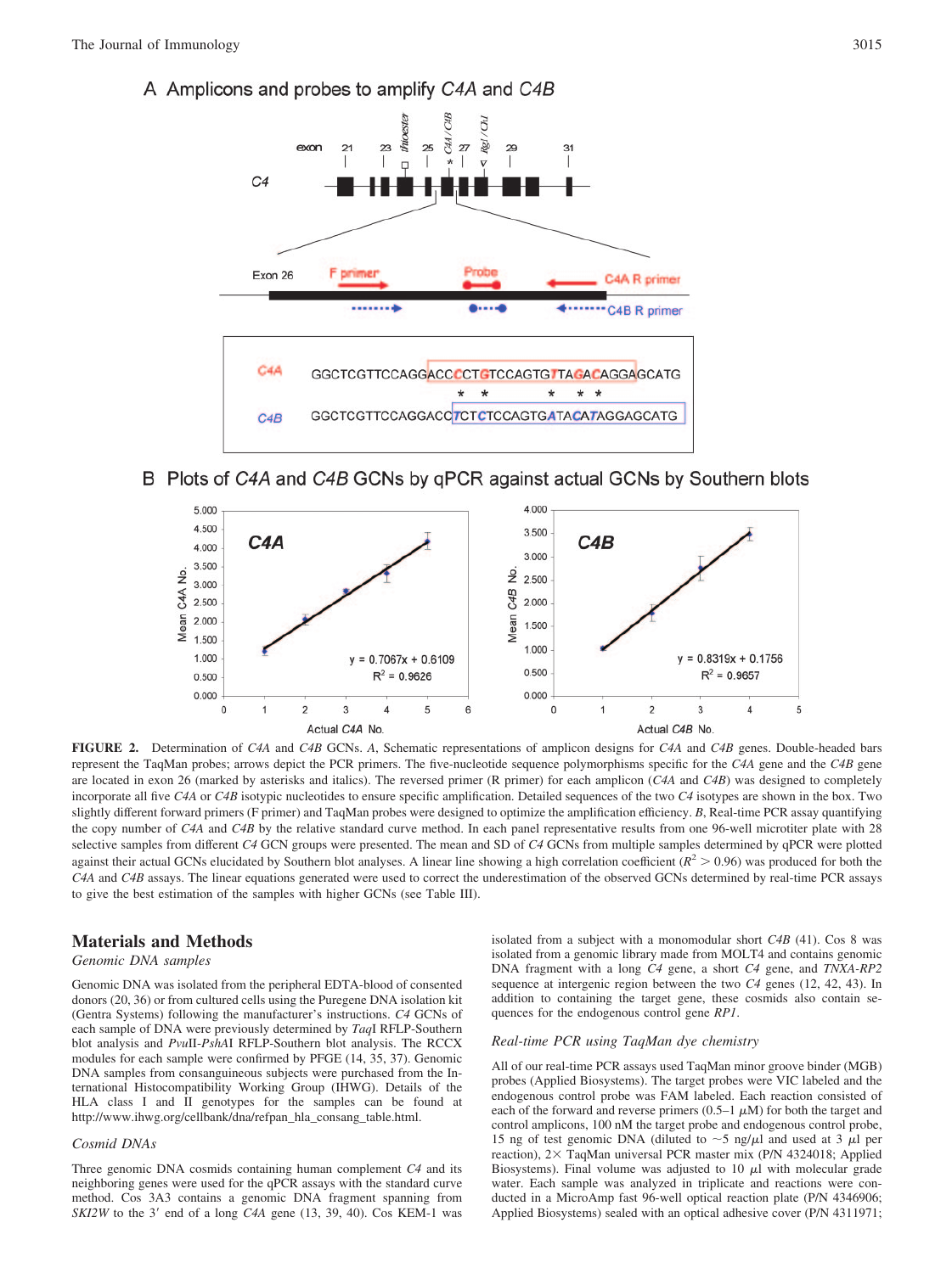A Amplicons and probes to amplify *C4A* and *C4B*

exon 21 23 25 27 29 31

*thioester* *C4A/C4B* *RgI/ChI*

C4

Exon 26

F primer

Probe

C4A R primer

C4B R primer

C4A GGCTCGTTCCAGGACCCCTGTCCAGTGTTAGACAGGAGCATG

\* \* \* \* \*

C4B GGCTCGTTCCAGGACCTCTCTCCAGTGATACATAGGAGCATG

B Plots of *C4A* and *C4B* GCNs by qPCR against actual GCNs by Southern blots

C4A

Mean C4A No.

Actual C4A No.

y = 0.7067x + 0.6109

$R^2$ = 0.9626

C4B

Mean C4B No.

Actual C4B No.

y = 0.8319x + 0.1756

$R^2$ = 0.9657

**FIGURE 2.** Determination of *C4A* and *C4B* GCNs. *A*, Schematic representations of amplicon designs for *C4A* and *C4B* genes. Double-headed bars represent the TaqMan probes; arrows depict the PCR primers. The five-nucleotide sequence polymorphisms specific for the *C4A* gene and the *C4B* gene are located in exon 26 (marked by asterisks and italics). The reversed primer (R primer) for each amplicon (*C4A* and *C4B*) was designed to completely incorporate all five *C4A* or *C4B* isotypic nucleotides to ensure specific amplification. Detailed sequences of the two *C4* isotypes are shown in the box. Two slightly different forward primers (F primer) and TaqMan probes were designed to optimize the amplification efficiency. *B*, Real-time PCR assay quantifying the copy number of *C4A* and *C4B* by the relative standard curve method. In each panel representative results from one 96-well microtiter plate with 28 selective samples from different *C4* GCN groups were presented. The mean and SD of *C4* GCNs from multiple samples determined by qPCR were plotted against their actual GCNs elucidated by Southern blot analyses. A linear line showing a high correlation coefficient ($R^2 > 0.96$) was produced for both the *C4A* and *C4B* assays. The linear equations generated were used to correct the underestimation of the observed GCNs determined by real-time PCR assays to give the best estimation of the samples with higher GCNs (see Table III).

## Materials and Methods

### *Genomic DNA samples*

Genomic DNA was isolated from the peripheral EDTA-blood of consented donors (20, 36) or from cultured cells using the Puregene DNA isolation kit (Gentra Systems) following the manufacturer's instructions. *C4* GCNs of each sample of DNA were previously determined by *Taq*I RFLP-Southern blot analysis and *Pvu*II-*Psh*AI RFLP-Southern blot analysis. The RCCX modules for each sample were confirmed by PFGE (14, 35, 37). Genomic DNA samples from consanguineous subjects were purchased from the International Histocompatibility Working Group (IHWG). Details of the HLA class I and II genotypes for the samples can be found at http://www.ihwg.org/cellbank/dna/refpan_hla_consang_table.html.

### *Cosmid DNAs*

Three genomic DNA cosmids containing human complement *C4* and its neighboring genes were used for the qPCR assays with the standard curve method. Cos 3A3 contains a genomic DNA fragment spanning from *SKI2W* to the 3′ end of a long *C4A* gene (13, 39, 40). Cos KEM-1 was isolated from a subject with a monomodular short *C4B* (41). Cos 8 was isolated from a genomic library made from MOLT4 and contains genomic DNA fragment with a long *C4* gene, a short *C4* gene, and *TNXA-RP2* sequence at intergenic region between the two *C4* genes (12, 42, 43). In addition to containing the target gene, these cosmids also contain sequences for the endogenous control gene *RP1*.

### *Real-time PCR using TaqMan dye chemistry*

All of our real-time PCR assays used TaqMan minor groove binder (MGB) probes (Applied Biosystems). The target probes were VIC labeled and the endogenous control probe was FAM labeled. Each reaction consisted of each of the forward and reverse primers (0.5–1 μM) for both the target and control amplicons, 100 nM the target probe and endogenous control probe, 15 ng of test genomic DNA (diluted to ~5 ng/μl and used at 3 μl per reaction), 2× TaqMan universal PCR master mix (P/N 4324018; Applied Biosystems). Final volume was adjusted to 10 μl with molecular grade water. Each sample was analyzed in triplicate and reactions were conducted in a MicroAmp fast 96-well optical reaction plate (P/N 4346906; Applied Biosystems) sealed with an optical adhesive cover (P/N 4311971;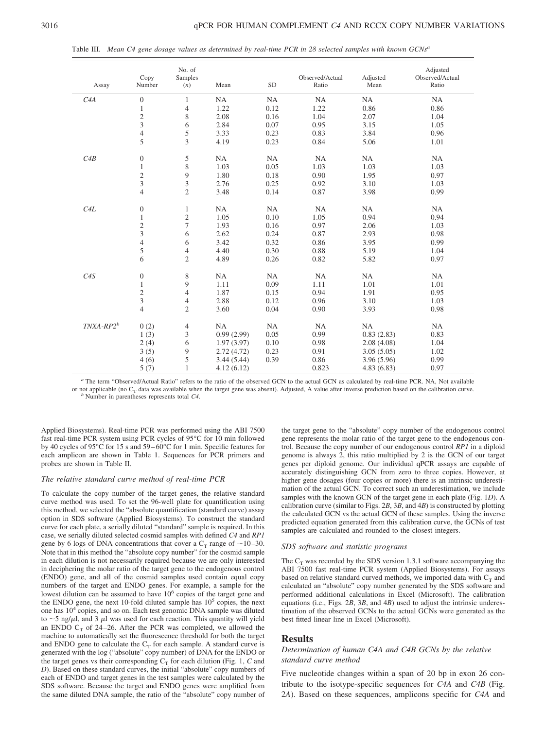Table III. *Mean C4 gene dosage values as determined by real-time PCR in 28 selected samples with known GCNs*[a]

| Assay | Copy Number | No. of Samples (*n*) | Mean | SD | Observed/Actual Ratio | Adjusted Mean | Adjusted Observed/Actual Ratio |
|---|---|---|---|---|---|---|---|
| *C4A* | 0 | 1 | NA | NA | NA | NA | NA |
| | 1 | 4 | 1.22 | 0.12 | 1.22 | 0.86 | 0.86 |
| | 2 | 8 | 2.08 | 0.16 | 1.04 | 2.07 | 1.04 |
| | 3 | 6 | 2.84 | 0.07 | 0.95 | 3.15 | 1.05 |
| | 4 | 5 | 3.33 | 0.23 | 0.83 | 3.84 | 0.96 |
| | 5 | 3 | 4.19 | 0.23 | 0.84 | 5.06 | 1.01 |
| *C4B* | 0 | 5 | NA | NA | NA | NA | NA |
| | 1 | 8 | 1.03 | 0.05 | 1.03 | 1.03 | 1.03 |
| | 2 | 9 | 1.80 | 0.18 | 0.90 | 1.95 | 0.97 |
| | 3 | 3 | 2.76 | 0.25 | 0.92 | 3.10 | 1.03 |
| | 4 | 2 | 3.48 | 0.14 | 0.87 | 3.98 | 0.99 |
| *C4L* | 0 | 1 | NA | NA | NA | NA | NA |
| | 1 | 2 | 1.05 | 0.10 | 1.05 | 0.94 | 0.94 |
| | 2 | 7 | 1.93 | 0.16 | 0.97 | 2.06 | 1.03 |
| | 3 | 6 | 2.62 | 0.24 | 0.87 | 2.93 | 0.98 |
| | 4 | 6 | 3.42 | 0.32 | 0.86 | 3.95 | 0.99 |
| | 5 | 4 | 4.40 | 0.30 | 0.88 | 5.19 | 1.04 |
| | 6 | 2 | 4.89 | 0.26 | 0.82 | 5.82 | 0.97 |
| *C4S* | 0 | 8 | NA | NA | NA | NA | NA |
| | 1 | 9 | 1.11 | 0.09 | 1.11 | 1.01 | 1.01 |
| | 2 | 4 | 1.87 | 0.15 | 0.94 | 1.91 | 0.95 |
| | 3 | 4 | 2.88 | 0.12 | 0.96 | 3.10 | 1.03 |
| | 4 | 2 | 3.60 | 0.04 | 0.90 | 3.93 | 0.98 |
| *TNXA-RP2*[b] | 0 (2) | 4 | NA | NA | NA | NA | NA |
| | 1 (3) | 3 | 0.99 (2.99) | 0.05 | 0.99 | 0.83 (2.83) | 0.83 |
| | 2 (4) | 6 | 1.97 (3.97) | 0.10 | 0.98 | 2.08 (4.08) | 1.04 |
| | 3 (5) | 9 | 2.72 (4.72) | 0.23 | 0.91 | 3.05 (5.05) | 1.02 |
| | 4 (6) | 5 | 3.44 (5.44) | 0.39 | 0.86 | 3.96 (5.96) | 0.99 |
| | 5 (7) | 1 | 4.12 (6.12) | | 0.823 | 4.83 (6.83) | 0.97 |

[a] The term "Observed/Actual Ratio" refers to the ratio of the observed GCN to the actual GCN as calculated by real-time PCR. NA, Not available or not applicable (no $C_T$ data was available when the target gene was absent). Adjusted, A value after inverse prediction based on the calibration curve.

[b] Number in parentheses represents total *C4*.

Applied Biosystems). Real-time PCR was performed using the ABI 7500 fast real-time PCR system using PCR cycles of 95°C for 10 min followed by 40 cycles of 95°C for 15 s and 59–60°C for 1 min. Specific features for each amplicon are shown in Table 1. Sequences for PCR primers and probes are shown in Table II.

### The relative standard curve method of real-time PCR

To calculate the copy number of the target genes, the relative standard curve method was used. To set the 96-well plate for quantification using this method, we selected the "absolute quantification (standard curve) assay option in SDS software (Applied Biosystems). To construct the standard curve for each plate, a serially diluted "standard" sample is required. In this case, we serially diluted selected cosmid samples with defined *C4* and *RP1* gene by 6 logs of DNA concentrations that cover a $C_T$ range of ~10–30. Note that in this method the "absolute copy number" for the cosmid sample in each dilution is not necessarily required because we are only interested in deciphering the molar ratio of the target gene to the endogenous control (ENDO) gene, and all of the cosmid samples used contain equal copy numbers of the target and ENDO genes. For example, a sample for the lowest dilution can be assumed to have $10^6$ copies of the target gene and the ENDO gene, the next 10-fold diluted sample has $10^5$ copies, the next one has $10^4$ copies, and so on. Each test genomic DNA sample was diluted to ~5 ng/μl, and 3 μl was used for each reaction. This quantity will yield an ENDO $C_T$ of 24–26. After the PCR was completed, we allowed the machine to automatically set the fluorescence threshold for both the target and ENDO gene to calculate the $C_T$ for each sample. A standard curve is generated with the log ("absolute" copy number) of DNA for the ENDO or the target genes vs their corresponding $C_T$ for each dilution (Fig. 1, *C* and *D*). Based on these standard curves, the initial "absolute" copy numbers of each of ENDO and target genes in the test samples were calculated by the SDS software. Because the target and ENDO genes were amplified from the same diluted DNA sample, the ratio of the "absolute" copy number of the target gene to the "absolute" copy number of the endogenous control gene represents the molar ratio of the target gene to the endogenous control. Because the copy number of our endogenous control *RP1* in a diploid genome is always 2, this ratio multiplied by 2 is the GCN of our target genes per diploid genome. Our individual qPCR assays are capable of accurately distinguishing GCN from zero to three copies. However, at higher gene dosages (four copies or more) there is an intrinsic underestimation of the actual GCN. To correct such an underestimation, we include samples with the known GCN of the target gene in each plate (Fig. 1*D*). A calibration curve (similar to Figs. 2*B*, 3*B*, and 4*B*) is constructed by plotting the calculated GCN vs the actual GCN of these samples. Using the inverse predicted equation generated from this calibration curve, the GCNs of test samples are calculated and rounded to the closest integers.

### SDS software and statistic programs

The $C_T$ was recorded by the SDS version 1.3.1 software accompanying the ABI 7500 fast real-time PCR system (Applied Biosystems). For assays based on relative standard curved methods, we imported data with $C_T$ and calculated an "absolute" copy number generated by the SDS software and performed additional calculations in Excel (Microsoft). The calibration equations (i.e., Figs. 2*B*, 3*B*, and 4*B*) used to adjust the intrinsic underestimation of the observed GCNs to the actual GCNs were generated as the best fitted linear line in Excel (Microsoft).

## Results

### Determination of human C4A and C4B GCNs by the relative standard curve method

Five nucleotide changes within a span of 20 bp in exon 26 contribute to the isotype-specific sequences for *C4A* and *C4B* (Fig. 2*A*). Based on these sequences, amplicons specific for *C4A* and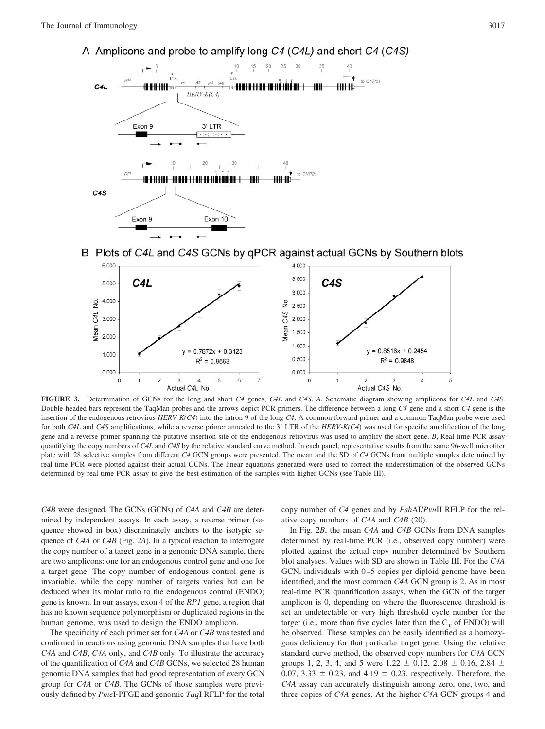A Amplicons and probe to amplify long C4 (C4L) and short C4 (C4S)

C4L

RP

LTR

env

AT

pol

gag

LTR

HERV-K(C4)

to CYP21

5

10

15

20

25

30

35

40

Exon 9

3′ LTR

C4S

RP

to CYP21

10

20

30

40

Exon 9

Exon 10

B Plots of C4L and C4S GCNs by qPCR against actual GCNs by Southern blots

C4L

Mean C4L No.

Actual C4L No.

y = 0.7872x + 0.3123

$R^2$ = 0.9563

C4S

Mean C4S No.

Actual C4S No.

y = 0.8516x + 0.2454

$R^2$ = 0.9848

**FIGURE 3.** Determination of GCNs for the long and short *C4* genes, *C4L* and *C4S*. *A*, Schematic diagram showing amplicons for *C4L* and *C4S*. Double-headed bars represent the TaqMan probes and the arrows depict PCR primers. The difference between a long *C4* gene and a short *C4* gene is the insertion of the endogenous retrovirus *HERV-K(C4)* into the intron 9 of the long *C4*. A common forward primer and a common TaqMan probe were used for both *C4L* and *C4S* amplifications, while a reverse primer annealed to the 3′ LTR of the *HERV-K(C4)* was used for specific amplification of the long gene and a reverse primer spanning the putative insertion site of the endogenous retrovirus was used to amplify the short gene. *B*, Real-time PCR assay quantifying the copy numbers of *C4L* and *C4S* by the relative standard curve method. In each panel, representative results from the same 96-well microtiter plate with 28 selective samples from different *C4* GCN groups were presented. The mean and the SD of *C4* GCNs from multiple samples determined by real-time PCR were plotted against their actual GCNs. The linear equations generated were used to correct the underestimation of the observed GCNs determined by real-time PCR assay to give the best estimation of the samples with higher GCNs (see Table III).

*C4B* were designed. The GCNs (GCNs) of *C4A* and *C4B* are determined by independent assays. In each assay, a reverse primer (sequence showed in box) discriminately anchors to the isotypic sequence of *C4A* or *C4B* (Fig. 2*A*). In a typical reaction to interrogate the copy number of a target gene in a genomic DNA sample, there are two amplicons: one for an endogenous control gene and one for a target gene. The copy number of endogenous control gene is invariable, while the copy number of targets varies but can be deduced when its molar ratio to the endogenous control (ENDO) gene is known. In our assays, exon 4 of the *RP1* gene, a region that has no known sequence polymorphism or duplicated regions in the human genome, was used to design the ENDO amplicon.

The specificity of each primer set for *C4A* or *C4B* was tested and confirmed in reactions using genomic DNA samples that have both *C4A* and *C4B*, *C4A* only, and *C4B* only. To illustrate the accuracy of the quantification of *C4A* and *C4B* GCNs, we selected 28 human genomic DNA samples that had good representation of every GCN group for *C4A* or *C4B*. The GCNs of those samples were previously defined by *Pme*I-PFGE and genomic *Taq*I RFLP for the total copy number of *C4* genes and by *Psh*AI/*Pvu*II RFLP for the relative copy numbers of *C4A* and *C4B* (20).

In Fig. 2*B*, the mean *C4A* and *C4B* GCNs from DNA samples determined by real-time PCR (i.e., observed copy number) were plotted against the actual copy number determined by Southern blot analyses. Values with SD are shown in Table III. For the *C4A* GCN, individuals with 0–5 copies per diploid genome have been identified, and the most common *C4A* GCN group is 2. As in most real-time PCR quantification assays, when the GCN of the target amplicon is 0, depending on where the fluorescence threshold is set an undetectable or very high threshold cycle number for the target (i.e., more than five cycles later than the $C_T$ of ENDO) will be observed. These samples can be easily identified as a homozygous deficiency for that particular target gene. Using the relative standard curve method, the observed copy numbers for *C4A* GCN groups 1, 2, 3, 4, and 5 were 1.22 ± 0.12, 2.08 ± 0.16, 2.84 ± 0.07, 3.33 ± 0.23, and 4.19 ± 0.23, respectively. Therefore, the *C4A* assay can accurately distinguish among zero, one, two, and three copies of *C4A* genes. At the higher *C4A* GCN groups 4 and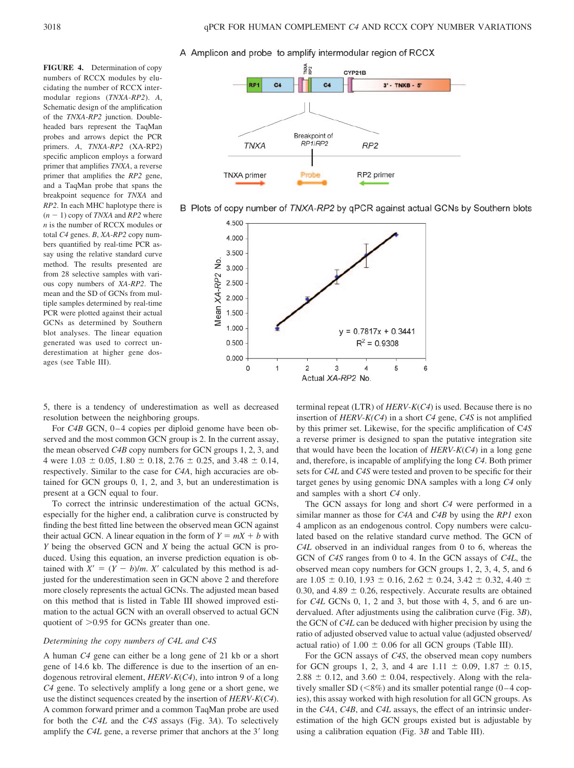A Amplicon and probe to amplify intermodular region of RCCX

RP1 C4 TNXA RP2 C4 CYP21B 3' - TNXB - 5'

TNXA Breakpoint of RP1/RP2 RP2

TNXA primer Probe RP2 primer

B Plots of copy number of *TNXA-RP2* by qPCR against actual GCNs by Southern blots

Mean *XA-RP2* No.

4.500
4.000
3.500
3.000
2.500
2.000
1.500
1.000
0.500
0.000

0 1 2 3 4 5 6

Actual *XA-RP2* No.

y = 0.7817x + 0.3441
$R^2$ = 0.9308

**FIGURE 4.** Determination of copy numbers of RCCX modules by elucidating the number of RCCX intermodular regions (*TNXA-RP2*). *A*, Schematic design of the amplification of the *TNXA-RP2* junction. Double-headed bars represent the TaqMan probes and arrows depict the PCR primers. *A*, *TNXA-RP2* (XA-RP2) specific amplicon employs a forward primer that amplifies *TNXA*, a reverse primer that amplifies the *RP2* gene, and a TaqMan probe that spans the breakpoint sequence for *TNXA* and *RP2*. In each MHC haplotype there is $(n - 1)$ copy of *TNXA* and *RP2* where *n* is the number of RCCX modules or total *C4* genes. *B*, *XA-RP2* copy numbers quantified by real-time PCR assay using the relative standard curve method. The results presented are from 28 selective samples with various copy numbers of *XA-RP2*. The mean and the SD of GCNs from multiple samples determined by real-time PCR were plotted against their actual GCNs as determined by Southern blot analyses. The linear equation generated was used to correct underestimation at higher gene dosages (see Table III).

5, there is a tendency of underestimation as well as decreased resolution between the neighboring groups.

For *C4B* GCN, 0–4 copies per diploid genome have been observed and the most common GCN group is 2. In the current assay, the mean observed *C4B* copy numbers for GCN groups 1, 2, 3, and 4 were 1.03 ± 0.05, 1.80 ± 0.18, 2.76 ± 0.25, and 3.48 ± 0.14, respectively. Similar to the case for *C4A*, high accuracies are obtained for GCN groups 0, 1, 2, and 3, but an underestimation is present at a GCN equal to four.

To correct the intrinsic underestimation of the actual GCNs, especially for the higher end, a calibration curve is constructed by finding the best fitted line between the observed mean GCN against their actual GCN. A linear equation in the form of $Y = mX + b$ with $Y$ being the observed GCN and $X$ being the actual GCN is produced. Using this equation, an inverse prediction equation is obtained with $X' = (Y - b)/m$. $X'$ calculated by this method is adjusted for the underestimation seen in GCN above 2 and therefore more closely represents the actual GCNs. The adjusted mean based on this method that is listed in Table III showed improved estimation to the actual GCN with an overall observed to actual GCN quotient of >0.95 for GCNs greater than one.

### *Determining the copy numbers of C4L and C4S*

A human *C4* gene can either be a long gene of 21 kb or a short gene of 14.6 kb. The difference is due to the insertion of an endogenous retroviral element, *HERV-K(C4)*, into intron 9 of a long *C4* gene. To selectively amplify a long gene or a short gene, we use the distinct sequences created by the insertion of *HERV-K(C4)*. A common forward primer and a common TaqMan probe are used for both the *C4L* and the *C4S* assays (Fig. 3*A*). To selectively amplify the *C4L* gene, a reverse primer that anchors at the 3′ long terminal repeat (LTR) of *HERV-K(C4)* is used. Because there is no insertion of *HERV-K(C4)* in a short *C4* gene, *C4S* is not amplified by this primer set. Likewise, for the specific amplification of *C4S* a reverse primer is designed to span the putative integration site that would have been the location of *HERV-K(C4)* in a long gene and, therefore, is incapable of amplifying the long *C4*. Both primer sets for *C4L* and *C4S* were tested and proven to be specific for their target genes by using genomic DNA samples with a long *C4* only and samples with a short *C4* only.

The GCN assays for long and short *C4* were performed in a similar manner as those for *C4A* and *C4B* by using the *RP1* exon 4 amplicon as an endogenous control. Copy numbers were calculated based on the relative standard curve method. The GCN of *C4L* observed in an individual ranges from 0 to 6, whereas the GCN of *C4S* ranges from 0 to 4. In the GCN assays of *C4L*, the observed mean copy numbers for GCN groups 1, 2, 3, 4, 5, and 6 are 1.05 ± 0.10, 1.93 ± 0.16, 2.62 ± 0.24, 3.42 ± 0.32, 4.40 ± 0.30, and 4.89 ± 0.26, respectively. Accurate results are obtained for *C4L* GCNs 0, 1, 2 and 3, but those with 4, 5, and 6 are undervalued. After adjustments using the calibration curve (Fig. 3*B*), the GCN of *C4L* can be deduced with higher precision by using the ratio of adjusted observed value to actual value (adjusted observed/actual ratio) of 1.00 ± 0.06 for all GCN groups (Table III).

For the GCN assays of *C4S*, the observed mean copy numbers for GCN groups 1, 2, 3, and 4 are 1.11 ± 0.09, 1.87 ± 0.15, 2.88 ± 0.12, and 3.60 ± 0.04, respectively. Along with the relatively smaller SD (<8%) and its smaller potential range (0–4 copies), this assay worked with high resolution for all GCN groups. As in the *C4A*, *C4B*, and *C4L* assays, the effect of an intrinsic underestimation of the high GCN groups existed but is adjustable by using a calibration equation (Fig. 3*B* and Table III).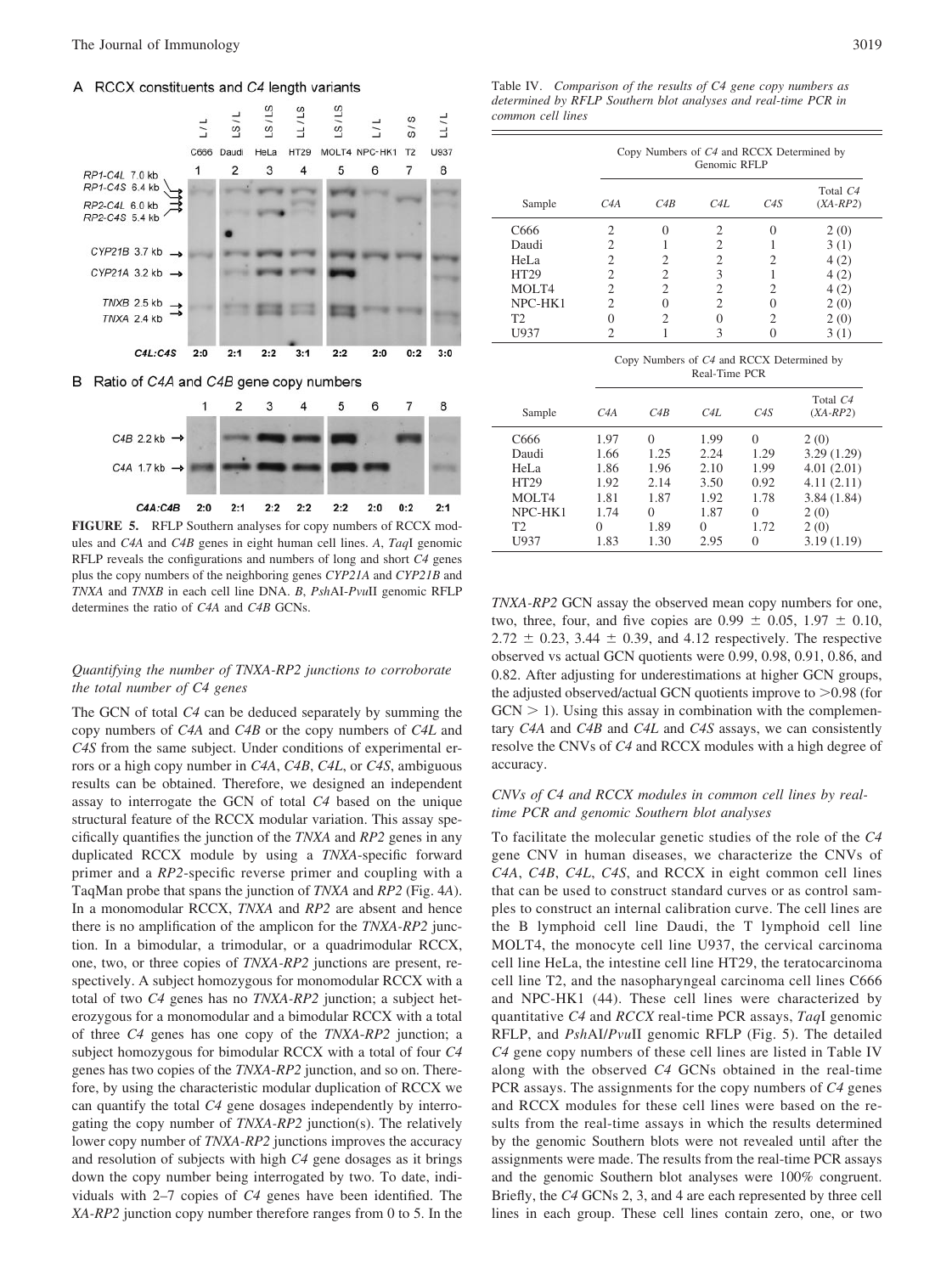A RCCX constituents and C4 length variants

L/L LS/L LS/LS LL/LS LS/LS L/L S/S LL/L

C666 Daudi HeLa HT29 MOLT4 NPC-HK1 T2 U937

1 2 3 4 5 6 7 8

RP1-C4L 7.0 kb
RP1-C4S 6.4 kb
RP2-C4L 6.0 kb
RP2-C4S 5.4 kb

CYP21B 3.7 kb
CYP21A 3.2 kb

TNXB 2.5 kb
TNXA 2.4 kb

C4L:C4S 2:0 2:1 2:2 3:1 2:2 2:0 0:2 3:0

B Ratio of C4A and C4B gene copy numbers

1 2 3 4 5 6 7 8

C4B 2.2 kb
C4A 1.7 kb

C4A:C4B 2:0 2:1 2:2 2:2 2:2 2:0 0:2 2:1

**FIGURE 5.** RFLP Southern analyses for copy numbers of RCCX modules and *C4A* and *C4B* genes in eight human cell lines. *A*, *Taq*I genomic RFLP reveals the configurations and numbers of long and short *C4* genes plus the copy numbers of the neighboring genes *CYP21B* and *CYP21A* and *TNXA* and *TNXB* in each cell line DNA. *B*, *Psh*AI-*Pvu*II genomic RFLP determines the ratio of *C4A* and *C4B* GCNs.

### *Quantifying the number of TNXA-RP2 junctions to corroborate the total number of C4 genes*

The GCN of total *C4* can be deduced separately by summing the copy numbers of *C4A* and *C4B* or the copy numbers of *C4L* and *C4S* from the same subject. Under conditions of experimental errors or a high copy number in *C4A*, *C4B*, *C4L*, or *C4S*, ambiguous results can be obtained. Therefore, we designed an independent assay to interrogate the GCN of total *C4* based on the unique structural feature of the RCCX modular variation. This assay specifically quantifies the junction of the *TNXA* and *RP2* genes in any duplicated RCCX module by using a *TNXA*-specific forward primer and a *RP2*-specific reverse primer and coupling with a TaqMan probe that spans the junction of *TNXA* and *RP2* (Fig. 4*A*). In a monomodular RCCX, *TNXA* and *RP2* are absent and hence there is no amplification of the amplicon for the *TNXA-RP2* junction. In a bimodular, a trimodular, or a quadrimodular RCCX, one, two, or three copies of *TNXA-RP2* junctions are present, respectively. A subject homozygous for monomodular RCCX with a total of two *C4* genes has no *TNXA-RP2* junction; a subject heterozygous for a monomodular and a bimodular RCCX with a total of three *C4* genes has one copy of the *TNXA-RP2* junction; a subject homozygous for bimodular RCCX with a total of four *C4* genes has two copies of the *TNXA-RP2* junction, and so on. Therefore, by using the characteristic modular duplication of RCCX we can quantify the total *C4* gene dosages independently by interrogating the copy number of *TNXA-RP2* junction(s). The relatively lower copy number of *TNXA-RP2* junctions improves the accuracy and resolution of subjects with high *C4* gene dosages as it brings down the copy number being interrogated by two. To date, individuals with 2–7 copies of *C4* genes have been identified. The *XA-RP2* junction copy number therefore ranges from 0 to 5. In the *TNXA-RP2* GCN assay the observed mean copy numbers for one, two, three, four, and five copies are $0.99 \pm 0.05$, $1.97 \pm 0.10$, $2.72 \pm 0.23$, $3.44 \pm 0.39$, and 4.12 respectively. The respective observed vs actual GCN quotients were 0.99, 0.98, 0.91, 0.86, and 0.82. After adjusting for underestimations at higher GCN groups, the adjusted observed/actual GCN quotients improve to >0.98 (for GCN > 1). Using this assay in combination with the complementary *C4A* and *C4B* and *C4L* and *C4S* assays, we can consistently resolve the CNVs of *C4* and RCCX modules with a high degree of accuracy.

Table IV. *Comparison of the results of C4 gene copy numbers as determined by RFLP Southern blot analyses and real-time PCR in common cell lines*

| | Copy Numbers of *C4* and RCCX Determined by Genomic RFLP | | | | |
|---|---|---|---|---|---|
| Sample | *C4A* | *C4B* | *C4L* | *C4S* | Total *C4* (*XA-RP2*) |
| C666 | 2 | 0 | 2 | 0 | 2 (0) |
| Daudi | 2 | 1 | 2 | 1 | 3 (1) |
| HeLa | 2 | 2 | 2 | 2 | 4 (2) |
| HT29 | 2 | 2 | 3 | 1 | 4 (2) |
| MOLT4 | 2 | 2 | 2 | 2 | 4 (2) |
| NPC-HK1 | 2 | 0 | 2 | 0 | 2 (0) |
| T2 | 0 | 2 | 0 | 2 | 2 (0) |
| U937 | 2 | 1 | 3 | 0 | 3 (1) |
| | Copy Numbers of *C4* and RCCX Determined by Real-Time PCR | | | | |
| Sample | *C4A* | *C4B* | *C4L* | *C4S* | Total *C4* (*XA-RP2*) |
| C666 | 1.97 | 0 | 1.99 | 0 | 2 (0) |
| Daudi | 1.66 | 1.25 | 2.24 | 1.29 | 3.29 (1.29) |
| HeLa | 1.86 | 1.96 | 2.10 | 1.99 | 4.01 (2.01) |
| HT29 | 1.92 | 2.14 | 3.50 | 0.92 | 4.11 (2.11) |
| MOLT4 | 1.81 | 1.87 | 1.92 | 1.78 | 3.84 (1.84) |
| NPC-HK1 | 1.74 | 0 | 1.87 | 0 | 2 (0) |
| T2 | 0 | 1.89 | 0 | 1.72 | 2 (0) |
| U937 | 1.83 | 1.30 | 2.95 | 0 | 3.19 (1.19) |

### *CNVs of C4 and RCCX modules in common cell lines by real-time PCR and genomic Southern blot analyses*

To facilitate the molecular genetic studies of the role of the *C4* gene CNV in human diseases, we characterize the CNVs of *C4A*, *C4B*, *C4L*, *C4S*, and RCCX in eight common cell lines that can be used to construct standard curves or as control samples to construct an internal calibration curve. The cell lines are the B lymphoid cell line Daudi, the T lymphoid cell line MOLT4, the monocyte cell line U937, the cervical carcinoma cell line HeLa, the intestine cell line HT29, the teratocarcinoma cell line T2, and the nasopharyngeal carcinoma cell lines C666 and NPC-HK1 (44). These cell lines were characterized by quantitative *C4* and *RCCX* real-time PCR assays, *Taq*I genomic RFLP, and *Psh*AI/*Pvu*II genomic RFLP (Fig. 5). The detailed *C4* gene copy numbers of these cell lines are listed in Table IV along with the observed *C4* GCNs obtained in the real-time PCR assays. The assignments for the copy numbers of *C4* genes and RCCX modules for these cell lines were based on the results from the real-time assays in which the results determined by the genomic Southern blots were not revealed until after the assignments were made. The results from the real-time PCR assays and the genomic Southern blot analyses were 100% congruent. Briefly, the *C4* GCNs 2, 3, and 4 are each represented by three cell lines in each group. These cell lines contain zero, one, or two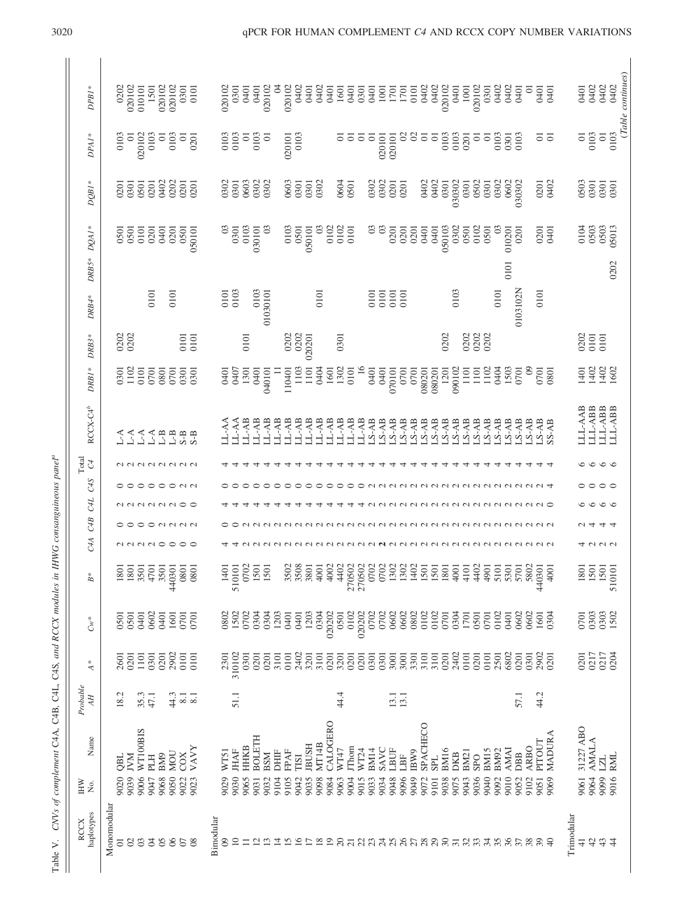Table V. CNVs of complement C4A, C4B, C4L, C4S, and RCCX modules in IHWG consanguineous panel[a]

| RCCX haplotypes | IHW No. | Name | Probable AH | A* | Cw* | B* | C4A | C4B | C4L | C4S | Total C4 | RCCX-C4[b] | DRB1* | DRB3* | DRB4* | DRB5* | DQA1* | DQB1* | DPA1* | DPB1* |
|---|---|---|---|---|---|---|---|---|---|---|---|---|---|---|---|---|---|---|---|---|
| Monomodular | | | | | | | | | | | | | | | | | | | | |
| 01 | 9020 | QBL | 18.2 | 2601 | 0501 | 1801 | 2 | 0 | 2 | 0 | 2 | L-A | 0301 | 0202 | | | 0501 | 0201 | 0103 | 0202 |
| 02 | 9039 | JVM | | 0201 | 0501 | 1801 | 2 | 0 | 2 | 0 | 2 | L-A | 1102 | 0202 | | | 0501 | 0301 | 01 | 020102 |
| 03 | 9006 | WT100BIS | 35.3 | 1101 | 0401 | 3501 | 2 | 0 | 2 | 0 | 2 | L-A | 0101 | | | | 0101 | 0501 | 020102 | 010101 |
| 04 | 9047 | PLH | 47.1 | 0301 | 0602 | 4701 | 2 | 0 | 2 | 0 | 2 | L-A | 0701 | | 0101 | | 0201 | 0201 | 0103 | 1501 |
| 05 | 9068 | BM9 | | 0201 | 0401 | 3501 | 0 | 2 | 2 | 0 | 2 | L-B | 0801 | | | | 0401 | 0402 | 01 | 020102 |
| 06 | 9050 | MOU | 44.3 | 2902 | 1601 | 440301 | 0 | 2 | 2 | 0 | 2 | L-B | 0701 | | 0101 | | 0201 | 0202 | 0103 | 020102 |
| 07 | 9022 | COX | 8.1 | 0101 | 0701 | 0801 | 0 | 2 | 0 | 2 | 2 | S-B | 0301 | 0101 | | | 0501 | 0201 | 01 | 0301 |
| 08 | 9023 | VAVY | 8.1 | 0101 | 0701 | 0801 | 0 | 2 | 0 | 2 | 2 | S-B | 0301 | 0101 | | | 050101 | 0201 | 0201 | 0101 |
| Bimodular | | | | | | | | | | | | | | | | | | | | |
| 09 | 9029 | WT51 | | 2301 | 0802 | 1401 | 4 | 0 | 4 | 0 | 4 | LL-AA | 0401 | | 0101 | | 03 | 0302 | 0103 | 020102 |
| 10 | 9030 | JHAF | 51.1 | 310102 | 1502 | 510101 | 4 | 0 | 4 | 0 | 4 | LL-AA | 0407 | | 0103 | | 0301 | 0301 | 0103 | 0301 |
| 11 | 9065 | HHKB | | 0301 | 0702 | 0702 | 2 | 2 | 4 | 0 | 4 | LL-AB | 1301 | 0101 | | | 0103 | 0603 | 01 | 0401 |
| 12 | 9031 | BOLETH | | 0201 | 0304 | 1501 | 2 | 2 | 4 | 0 | 4 | LL-AB | 0401 | | 0103 | | 030101 | 0302 | 0103 | 0401 |
| 13 | 9032 | BSM | | 0201 | 0304 | 1501 | 2 | 2 | 4 | 0 | 4 | LL-AB | 040101 | | 01030101 | | 03 | 0302 | 01 | 020102 |
| 14 | 9104 | DHIF | | 3101 | 1203 | | 2 | 2 | 4 | 0 | 4 | LL-AB | 11 | | | | | | | 04 |
| 15 | 9105 | FPAF | | 0101 | 0401 | 3502 | 2 | 2 | 4 | 0 | 4 | LL-AB | 110401 | 0202 | | | 0103 | 0603 | 020101 | 020102 |
| 16 | 9042 | TISI | | 2402 | 0401 | 3508 | 2 | 2 | 4 | 0 | 4 | LL-AB | 1103 | 0202 | | | 0501 | 0301 | 0103 | 0402 |
| 17 | 9035 | JBUSH | | 3201 | 1203 | 3801 | 2 | 2 | 4 | 0 | 4 | LL-AB | 1101 | 020201 | | | 050101 | 0301 | | 0401 |
| 18 | 9098 | MT14B | | 3101 | 0304 | 4001 | 2 | 2 | 4 | 0 | 4 | LL-AB | 0404 | | 0101 | | 03 | 0302 | | 0402 |
| 19 | 9084 | CALOGERO | | 0201 | 020202 | 4002 | 2 | 2 | 4 | 0 | 4 | LL-AB | 1601 | | | | 0102 | | | 0401 |
| 20 | 9063 | WT47 | 44.4 | 3201 | 0501 | 4402 | 2 | 2 | 4 | 0 | 4 | LL-AB | 1302 | 0301 | | | 0102 | 0604 | 01 | 1601 |
| 21 | 9004 | JThom | | 0201 | 0102 | 270502 | 2 | 2 | 4 | 0 | 4 | LL-AB | 0101 | | | | 0101 | 0501 | 01 | 0401 |
| 22 | 9015 | WT24 | | 0201 | 020202 | 270502 | 2 | 2 | 4 | 0 | 4 | LL-AB | 16 | | | | | | 01 | 0301 |
| 23 | 9033 | BM14 | | 0301 | 0702 | 0702 | 2 | 2 | 2 | 2 | 4 | LS-AB | 0401 | | 0101 | | 03 | 0302 | 01 | 0401 |
| 24 | 9034 | SAVC | | 0301 | 0702 | 0702 | **2** | 2 | 2 | 2 | 4 | LS-AB | 0401 | | 0101 | | 03 | 0302 | 020101 | 1001 |
| 25 | 9048 | LBUF | 13.1 | 3001 | 0602 | 1302 | 2 | 2 | 2 | 2 | 4 | LS-AB | 070101 | | 0101 | | 0201 | 0201 | 020101 | 1701 |
| 26 | 9096 | LBF | 13.1 | 3001 | 0602 | 1302 | 2 | 2 | 2 | 2 | 4 | LS-AB | 0701 | | 0101 | | 0201 | 0201 | 02 | 1701 |
| 27 | 9049 | IBW9 | | 3301 | 0802 | 1402 | 2 | 2 | 2 | 2 | 4 | LS-AB | 0701 | | | | 0201 | | 02 | 0101 |
| 28 | 9072 | SPACHECO | | 3101 | 0102 | 1501 | 2 | 2 | 2 | 2 | 4 | LS-AB | 080201 | | | | 0401 | 0402 | 01 | 0402 |
| 29 | 9101 | SPL | | 3101 | 0102 | 1501 | 2 | 2 | 2 | 2 | 4 | LS-AB | 080201 | | | | 0401 | 0402 | 01 | 0402 |
| 30 | 9038 | BM16 | | 0201 | 0701 | 1801 | 2 | 2 | 2 | 2 | 4 | LS-AB | 1201 | 0202 | | | 050103 | 0301 | 0103 | 020102 |
| 31 | 9075 | DKB | | 2402 | 0304 | 4001 | 2 | 2 | 2 | 2 | 4 | LS-AB | 090102 | | 0103 | | 0302 | 030302 | 0103 | 0401 |
| 32 | 9043 | BM21 | | 0101 | 1701 | 4101 | 2 | 2 | 2 | 2 | 4 | LS-AB | 1101 | 0202 | | | 0501 | 0301 | 0201 | 1001 |
| 33 | 9036 | SPO | | 0201 | 0501 | 4402 | 2 | 2 | 2 | 2 | 4 | LS-AB | 1101 | 0202 | | | 0102 | 0502 | 01 | 020102 |
| 34 | 9040 | BM15 | | 0101 | 0701 | 4901 | 2 | 2 | 2 | 2 | 4 | LS-AB | 1102 | 0202 | | | 0501 | 0301 | 01 | 0301 |
| 35 | 9092 | BM92 | | 2501 | 0102 | 5101 | 2 | 2 | 2 | 2 | 4 | LS-AB | 0404 | | 0101 | | 03 | 0302 | 0103 | 0402 |
| 36 | 9010 | AMAI | | 6802 | 0401 | 5301 | 2 | 2 | 2 | 2 | 4 | LS-AB | 1503 | | | 0101 | 010201 | 0602 | 0301 | 0402 |
| 37 | 9052 | DBB | 57.1 | 0201 | 0602 | 5701 | 2 | 2 | 2 | 2 | 4 | LS-AB | 0701 | | 0103102N | | 0201 | 030302 | 0103 | 0402 |
| 38 | 9102 | ARBO | | 0301 | 0602 | 5802 | 2 | 2 | 2 | 2 | 4 | LS-AB | 09 | | | | | | | 01 |
| 39 | 9051 | PITOUT | 44.2 | 2902 | 1601 | 440301 | 2 | 2 | 2 | 2 | 4 | LS-AB | 0701 | | 0101 | | 0201 | 0201 | 01 | 0401 |
| 40 | 9069 | MADURA | | 0201 | 0304 | 4001 | 2 | 2 | 0 | 4 | 4 | SS-AB | 0801 | | | | 0401 | 0402 | 01 | 0401 |
| Trimodular | | | | | | | | | | | | | | | | | | | | |
| 41 | 9061 | 31227 ABO | | 0201 | 0701 | 1801 | 4 | 2 | 6 | 0 | 6 | LLL-AAB | 1401 | 0202 | | | 0104 | 0503 | 01 | 0401 |
| 42 | 9064 | AMALA | | 0217 | 0303 | 1501 | 2 | 4 | 6 | 0 | 6 | LLL-ABB | 1402 | 0101 | | | 0503 | 0301 | 0103 | 0402 |
| 43 | 9099 | LZL | | 0217 | 0303 | 1501 | 2 | 4 | 6 | 0 | 6 | LLL-ABB | 1402 | 0101 | | | 0503 | 0301 | 01 | 0402 |
| 44 | 9016 | RML | | 0204 | 1502 | 510101 | 2 | 4 | 6 | 0 | 6 | LLL-ABB | 1602 | | | 0202 | 05013 | 0301 | 0103 | 0402 |

(Table continues)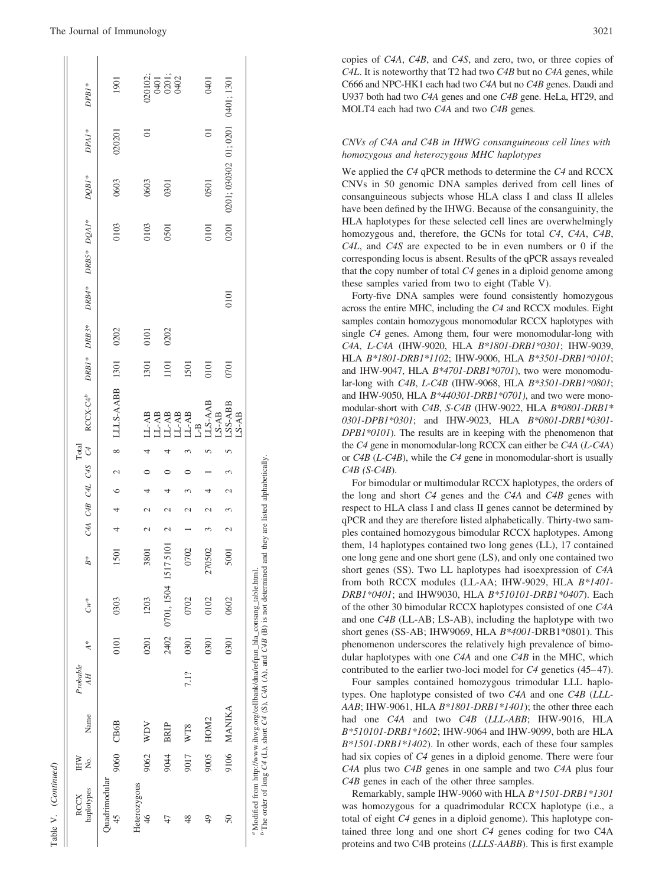Table V. (*Continued*)

| RCCX haplotypes | IHW No. | Name | Probable AH | A* | Cw* | B* | C4A | C4B | C4L | C4S | Total C4 | RCCX-C4[b] | DRB1* | DRB3* | DRB4* | DRB5* | DQA1* | DQB1* | DPA1* | DPB1* |
|---|---|---|---|---|---|---|---|---|---|---|---|---|---|---|---|---|---|---|---|---|
| Quadrimodular | | | | | | | | | | | | | | | | | | | | |
| 45 | 9060 | CB6B | | 0101 | 0303 | 1501 | 4 | 4 | 6 | 2 | 8 | LLLS-AABB | 1301 | 0202 | | | 0103 | 0603 | 020201 | 1901 |
| Heterozygous | | | | | | | | | | | | | | | | | | | | |
| 46 | 9062 | WDV | | 0201 | 1203 | 3801 | 2 | 2 | 4 | 0 | 4 | LL-AB LL-AB | 1301 | 0101 | | | 0103 | 0603 | 01 | 020102; 0401 |
| 47 | 9044 | BRIP | | 2402 | 0701, 1504 | 1517 5101 | 2 | 2 | 4 | 0 | 4 | LL-AB LL-AB | 1101 | 0202 | | | 0501 | 0301 | | 0201; 0402 |
| 48 | 9017 | WT8 | 7.1? | 0301 | 0702 | 0702 | 1 | 2 | 3 | 0 | 3 | LL-AB L-B | 1501 | | | | | | | |
| 49 | 9005 | HOM2 | | 0301 | 0102 | 270502 | 3 | 2 | 4 | 1 | 5 | LLS-AAB LS-AB | 0101 | | | | 0101 | 0501 | 01 | 0401 |
| 50 | 9106 | MANIKA | | 0301 | 0602 | 5001 | 2 | 3 | 2 | 3 | 5 | LSS-ABB LS-AB | 0701 | | 0101 | | 0201 | 0201; 030302 | 01; 0201 | 0401; 1301 |

[a] Modified from http://www.ihwg.org/cellbank/dna/refpan_hla_consang_table.html.

[b] The order of long *C4* (L), short *C4* (S), *C4A* (A), and *C4B* (B) is not determined and they are listed alphabetically.

copies of *C4A*, *C4B*, and *C4S*, and zero, two, or three copies of *C4L*. It is noteworthy that T2 had two *C4B* but no *C4A* genes, while C666 and NPC-HK1 each had two *C4A* but no *C4B* genes. Daudi and U937 both had two *C4A* genes and one *C4B* gene. HeLa, HT29, and MOLT4 each had two *C4A* and two *C4B* genes.

### *CNVs of C4A and C4B in IHWG consanguineous cell lines with homozygous and heterozygous MHC haplotypes*

We applied the *C4* qPCR methods to determine the *C4* and RCCX CNVs in 50 genomic DNA samples derived from cell lines of consanguineous subjects whose HLA class I and class II alleles have been defined by the IHWG. Because of the consanguinity, the HLA haplotypes for these selected cell lines are overwhelmingly homozygous and, therefore, the GCNs for total *C4*, *C4A*, *C4B*, *C4L*, and *C4S* are expected to be in even numbers or 0 if the corresponding locus is absent. Results of the qPCR assays revealed that the copy number of total *C4* genes in a diploid genome among these samples varied from two to eight (Table V).

Forty-five DNA samples were found consistently homozygous across the entire MHC, including the *C4* and RCCX modules. Eight samples contain homozygous monomodular RCCX haplotypes with single *C4* genes. Among them, four were monomodular-long with *C4A*, *L-C4A* (IHW-9020, HLA *B\*1801-DRB1\*0301*; IHW-9039, HLA *B\*1801-DRB1\*1102*; IHW-9006, HLA *B\*3501-DRB1\*0101*; and IHW-9047, HLA *B\*4701-DRB1\*0701*), two were monomodular-long with *C4B*, *L-C4B* (IHW-9068, HLA *B\*3501-DRB1\*0801*; and IHW-9050, HLA *B\*440301-DRB1\*0701)*, and two were monomodular-short with *C4B*, *S-C4B* (IHW-9022, HLA *B\*0801-DRB1\*0301-DPB1\*0301*; and IHW-9023, HLA *B\*0801-DRB1\*0301-DPB1\*0101*). The results are in keeping with the phenomenon that the *C4* gene in monomodular-long RCCX can either be *C4A* (*L-C4A*) or *C4B* (*L-C4B*), while the *C4* gene in monomodular-short is usually *C4B* (*S-C4B*).

For bimodular or multimodular RCCX haplotypes, the orders of the long and short *C4* genes and the *C4A* and *C4B* genes with respect to HLA class I and class II genes cannot be determined by qPCR and they are therefore listed alphabetically. Thirty-two samples contained homozygous bimodular RCCX haplotypes. Among them, 14 haplotypes contained two long genes (LL), 17 contained one long gene and one short gene (LS), and only one contained two short genes (SS). Two LL haplotypes had isoexpression of *C4A* from both RCCX modules (LL-AA; IHW-9029, HLA *B\*1401-DRB1\*0401*; and IHW9030, HLA *B\*510101-DRB1\*0407*). Each of the other 30 bimodular RCCX haplotypes consisted of one *C4A* and one *C4B* (LL-AB; LS-AB), including the haplotype with two short genes (SS-AB; IHW9069, HLA *B\*4001*-DRB1\*0801). This phenomenon underscores the relatively high prevalence of bimodular haplotypes with one *C4A* and one *C4B* in the MHC, which contributed to the earlier two-loci model for *C4* genetics (45–47).

Four samples contained homozygous trimodular LLL haplotypes. One haplotype consisted of two *C4A* and one *C4B* (*LLL-AAB*; IHW-9061, HLA *B\*1801-DRB1\*1401*); the other three each had one *C4A* and two *C4B* (*LLL-ABB*; IHW-9016, HLA *B\*510101-DRB1\*1602*; IHW-9064 and IHW-9099, both are HLA *B\*1501-DRB1\*1402*). In other words, each of these four samples had six copies of *C4* in a diploid genome. There were four *C4A* plus two *C4B* genes in one sample and two *C4A* plus four *C4B* genes in each of the other three samples.

Remarkably, sample IHW-9060 with HLA *B\*1501-DRB1\*1301* was homozygous for a quadrimodular RCCX haplotype (i.e., a total of eight *C4* genes in a diploid genome). This haplotype contained three long and one short *C4* genes coding for two C4A proteins and two C4B proteins (*LLLS-AABB*). This is first example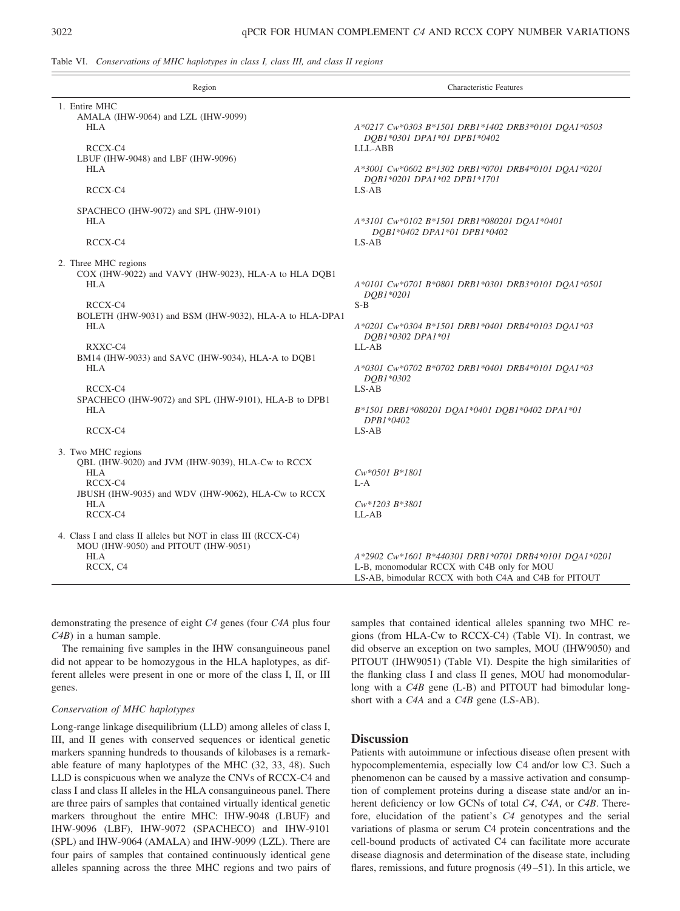Table VI. *Conservations of MHC haplotypes in class I, class III, and class II regions*

| Region | Characteristic Features |
|---|---|
| 1. Entire MHC | |
| AMALA (IHW-9064) and LZL (IHW-9099) | |
| HLA | *A*0217 Cw*0303 B*1501 DRB1*1402 DRB3*0101 DQA1*0503 DQB1*0301 DPA1*01 DPB1*0402* |
| RCCX-C4 | LLL-ABB |
| LBUF (IHW-9048) and LBF (IHW-9096) | |
| HLA | *A*3001 Cw*0602 B*1302 DRB1*0701 DRB4*0101 DQA1*0201 DQB1*0201 DPA1*02 DPB1*1701* |
| RCCX-C4 | LS-AB |
| SPACHECO (IHW-9072) and SPL (IHW-9101) | |
| HLA | *A*3101 Cw*0102 B*1501 DRB1*080201 DQA1*0401 DQB1*0402 DPA1*01 DPB1*0402* |
| RCCX-C4 | LS-AB |
| 2. Three MHC regions | |
| COX (IHW-9022) and VAVY (IHW-9023), HLA-A to HLA DQB1 | |
| HLA | *A*0101 Cw*0701 B*0801 DRB1*0301 DRB3*0101 DQA1*0501 DQB1*0201* |
| RCCX-C4 | S-B |
| BOLETH (IHW-9031) and BSM (IHW-9032), HLA-A to HLA-DPA1 | |
| HLA | *A*0201 Cw*0304 B*1501 DRB1*0401 DRB4*0103 DQA1*03 DQB1*0302 DPA1*01* |
| RXXC-C4 | LL-AB |
| BM14 (IHW-9033) and SAVC (IHW-9034), HLA-A to DQB1 | |
| HLA | *A*0301 Cw*0702 B*0702 DRB1*0401 DRB4*0101 DQA1*03 DQB1*0302* |
| RCCX-C4 | LS-AB |
| SPACHECO (IHW-9072) and SPL (IHW-9101), HLA-B to DPB1 | |
| HLA | *B*1501 DRB1*080201 DQA1*0401 DQB1*0402 DPA1*01 DPB1*0402* |
| RCCX-C4 | LS-AB |
| 3. Two MHC regions | |
| QBL (IHW-9020) and JVM (IHW-9039), HLA-Cw to RCCX | |
| HLA | *Cw*0501 B*1801* |
| RCCX-C4 | L-A |
| JBUSH (IHW-9035) and WDV (IHW-9062), HLA-Cw to RCCX | |
| HLA | *Cw*1203 B*3801* |
| RCCX-C4 | LL-AB |
| 4. Class I and class II alleles but NOT in class III (RCCX-C4) | |
| MOU (IHW-9050) and PITOUT (IHW-9051) | |
| HLA | *A*2902 Cw*1601 B*440301 DRB1*0701 DRB4*0101 DQA1*0201* |
| RCCX, C4 | L-B, monomodular RCCX with C4B only for MOU<br>LS-AB, bimodular RCCX with both C4A and C4B for PITOUT |

demonstrating the presence of eight *C4* genes (four *C4A* plus four *C4B*) in a human sample.

The remaining five samples in the IHW consanguineous panel did not appear to be homozygous in the HLA haplotypes, as different alleles were present in one or more of the class I, II, or III genes.

### *Conservation of MHC haplotypes*

Long-range linkage disequilibrium (LLD) among alleles of class I, III, and II genes with conserved sequences or identical genetic markers spanning hundreds to thousands of kilobases is a remarkable feature of many haplotypes of the MHC (32, 33, 48). Such LLD is conspicuous when we analyze the CNVs of RCCX-C4 and class I and class II alleles in the HLA consanguineous panel. There are three pairs of samples that contained virtually identical genetic markers throughout the entire MHC: IHW-9048 (LBUF) and IHW-9096 (LBF), IHW-9072 (SPACHECO) and IHW-9101 (SPL) and IHW-9064 (AMALA) and IHW-9099 (LZL). There are four pairs of samples that contained continuously identical gene alleles spanning across the three MHC regions and two pairs of samples that contained identical alleles spanning two MHC regions (from HLA-Cw to RCCX-C4) (Table VI). In contrast, we did observe an exception on two samples, MOU (IHW9050) and PITOUT (IHW9051) (Table VI). Despite the high similarities of the flanking class I and class II genes, MOU had monomodular-long with a *C4B* gene (L-B) and PITOUT had bimodular long-short with a *C4A* and a *C4B* gene (LS-AB).

## Discussion

Patients with autoimmune or infectious disease often present with hypocomplementemia, especially low C4 and/or low C3. Such a phenomenon can be caused by a massive activation and consumption of complement proteins during a disease state and/or an inherent deficiency or low GCNs of total *C4*, *C4A*, or *C4B*. Therefore, elucidation of the patient's *C4* genotypes and the serial variations of plasma or serum C4 protein concentrations and the cell-bound products of activated C4 can facilitate more accurate disease diagnosis and determination of the disease state, including flares, remissions, and future prognosis (49–51). In this article, we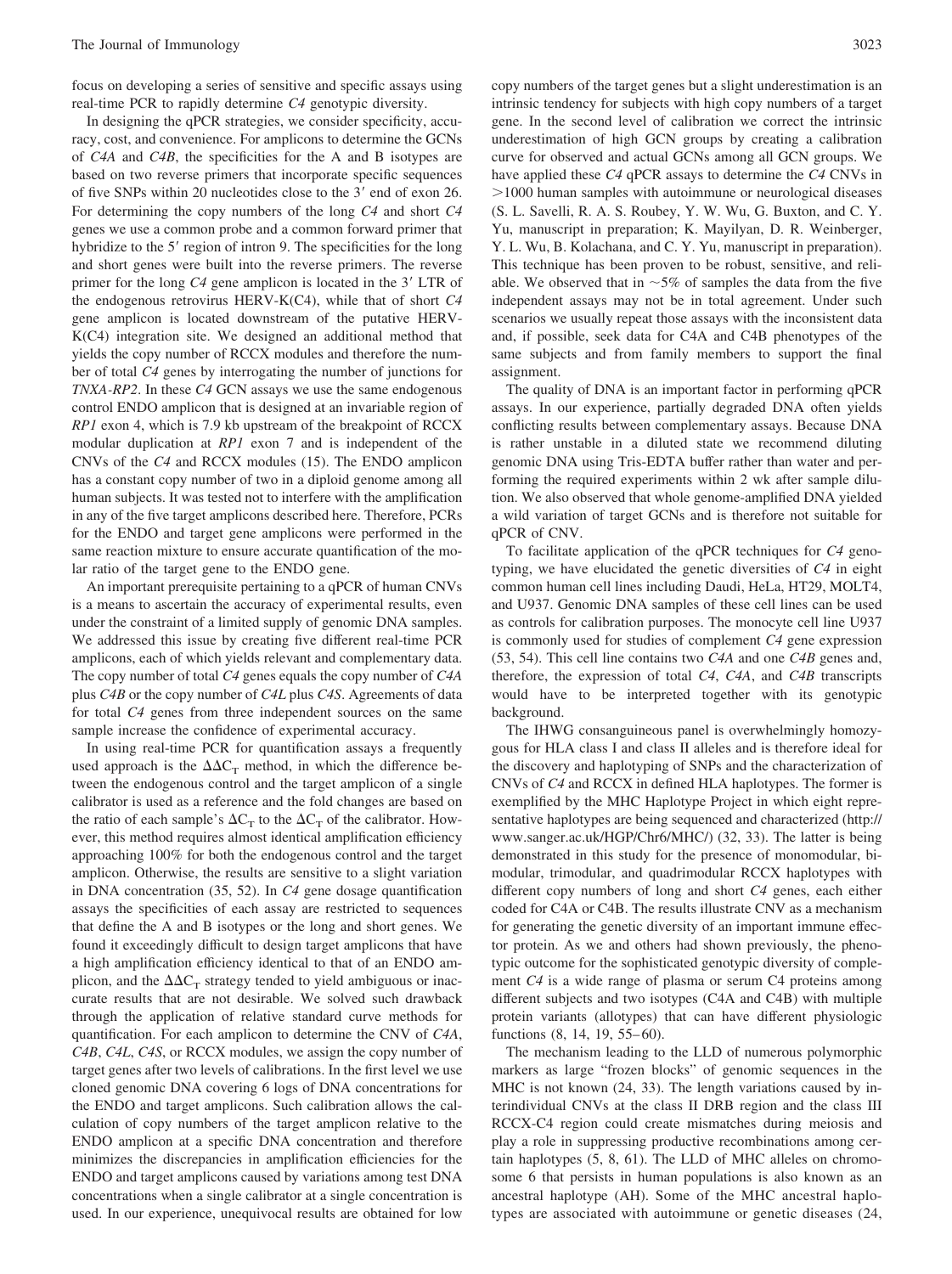focus on developing a series of sensitive and specific assays using real-time PCR to rapidly determine *C4* genotypic diversity.

In designing the qPCR strategies, we consider specificity, accuracy, cost, and convenience. For amplicons to determine the GCNs of *C4A* and *C4B*, the specificities for the A and B isotypes are based on two reverse primers that incorporate specific sequences of five SNPs within 20 nucleotides close to the 3′ end of exon 26. For determining the copy numbers of the long *C4* and short *C4* genes we use a common probe and a common forward primer that hybridize to the 5′ region of intron 9. The specificities for the long and short genes were built into the reverse primers. The reverse primer for the long *C4* gene amplicon is located in the 3′ LTR of the endogenous retrovirus HERV-K(C4), while that of short *C4* gene amplicon is located downstream of the putative HERV-K(C4) integration site. We designed an additional method that yields the copy number of RCCX modules and therefore the number of total *C4* genes by interrogating the number of junctions for *TNXA-RP2*. In these *C4* GCN assays we use the same endogenous control ENDO amplicon that is designed at an invariable region of *RP1* exon 4, which is 7.9 kb upstream of the breakpoint of RCCX modular duplication at *RP1* exon 7 and is independent of the CNVs of the *C4* and RCCX modules (15). The ENDO amplicon has a constant copy number of two in a diploid genome among all human subjects. It was tested not to interfere with the amplification in any of the five target amplicons described here. Therefore, PCRs for the ENDO and target gene amplicons were performed in the same reaction mixture to ensure accurate quantification of the molar ratio of the target gene to the ENDO gene.

An important prerequisite pertaining to a qPCR of human CNVs is a means to ascertain the accuracy of experimental results, even under the constraint of a limited supply of genomic DNA samples. We addressed this issue by creating five different real-time PCR amplicons, each of which yields relevant and complementary data. The copy number of total *C4* genes equals the copy number of *C4A* plus *C4B* or the copy number of *C4L* plus *C4S*. Agreements of data for total *C4* genes from three independent sources on the same sample increase the confidence of experimental accuracy.

In using real-time PCR for quantification assays a frequently used approach is the $\Delta\Delta C_T$ method, in which the difference between the endogenous control and the target amplicon of a single calibrator is used as a reference and the fold changes are based on the ratio of each sample's $\Delta C_T$ to the $\Delta C_T$ of the calibrator. However, this method requires almost identical amplification efficiency approaching 100% for both the endogenous control and the target amplicon. Otherwise, the results are sensitive to a slight variation in DNA concentration (35, 52). In *C4* gene dosage quantification assays the specificities of each assay are restricted to sequences that define the A and B isotypes or the long and short genes. We found it exceedingly difficult to design target amplicons that have a high amplification efficiency identical to that of an ENDO amplicon, and the $\Delta\Delta C_T$ strategy tended to yield ambiguous or inaccurate results that are not desirable. We solved such drawback through the application of relative standard curve methods for quantification. For each amplicon to determine the CNV of *C4A*, *C4B*, *C4L*, *C4S*, or RCCX modules, we assign the copy number of target genes after two levels of calibrations. In the first level we use cloned genomic DNA covering 6 logs of DNA concentrations for the ENDO and target amplicons. Such calibration allows the calculation of copy numbers of the target amplicon relative to the ENDO amplicon at a specific DNA concentration and therefore minimizes the discrepancies in amplification efficiencies for the ENDO and target amplicons caused by variations among test DNA concentrations when a single calibrator at a single concentration is used. In our experience, unequivocal results are obtained for low copy numbers of the target genes but a slight underestimation is an intrinsic tendency for subjects with high copy numbers of a target gene. In the second level of calibration we correct the intrinsic underestimation of high GCN groups by creating a calibration curve for observed and actual GCNs among all GCN groups. We have applied these *C4* qPCR assays to determine the *C4* CNVs in >1000 human samples with autoimmune or neurological diseases (S. L. Savelli, R. A. S. Roubey, Y. W. Wu, G. Buxton, and C. Y. Yu, manuscript in preparation; K. Mayilyan, D. R. Weinberger, Y. L. Wu, B. Kolachana, and C. Y. Yu, manuscript in preparation). This technique has been proven to be robust, sensitive, and reliable. We observed that in ~5% of samples the data from the five independent assays may not be in total agreement. Under such scenarios we usually repeat those assays with the inconsistent data and, if possible, seek data for C4A and C4B phenotypes of the same subjects and from family members to support the final assignment.

The quality of DNA is an important factor in performing qPCR assays. In our experience, partially degraded DNA often yields conflicting results between complementary assays. Because DNA is rather unstable in a diluted state we recommend diluting genomic DNA using Tris-EDTA buffer rather than water and performing the required experiments within 2 wk after sample dilution. We also observed that whole genome-amplified DNA yielded a wild variation of target GCNs and is therefore not suitable for qPCR of CNV.

To facilitate application of the qPCR techniques for *C4* genotyping, we have elucidated the genetic diversities of *C4* in eight common human cell lines including Daudi, HeLa, HT29, MOLT4, and U937. Genomic DNA samples of these cell lines can be used as controls for calibration purposes. The monocyte cell line U937 is commonly used for studies of complement *C4* gene expression (53, 54). This cell line contains two *C4A* and one *C4B* genes and, therefore, the expression of total *C4*, *C4A*, and *C4B* transcripts would have to be interpreted together with its genotypic background.

The IHWG consanguineous panel is overwhelmingly homozygous for HLA class I and class II alleles and is therefore ideal for the discovery and haplotyping of SNPs and the characterization of CNVs of *C4* and RCCX in defined HLA haplotypes. The former is exemplified by the MHC Haplotype Project in which eight representative haplotypes are being sequenced and characterized (http://www.sanger.ac.uk/HGP/Chr6/MHC/) (32, 33). The latter is being demonstrated in this study for the presence of monomodular, bimodular, trimodular, and quadrimodular RCCX haplotypes with different copy numbers of long and short *C4* genes, each either coded for C4A or C4B. The results illustrate CNV as a mechanism for generating the genetic diversity of an important immune effector protein. As we and others had shown previously, the phenotypic outcome for the sophisticated genotypic diversity of complement *C4* is a wide range of plasma or serum C4 proteins among different subjects and two isotypes (C4A and C4B) with multiple protein variants (allotypes) that can have different physiologic functions (8, 14, 19, 55–60).

The mechanism leading to the LLD of numerous polymorphic markers as large "frozen blocks" of genomic sequences in the MHC is not known (24, 33). The length variations caused by interindividual CNVs at the class II DRB region and the class III RCCX-C4 region could create mismatches during meiosis and play a role in suppressing productive recombinations among certain haplotypes (5, 8, 61). The LLD of MHC alleles on chromosome 6 that persists in human populations is also known as an ancestral haplotype (AH). Some of the MHC ancestral haplotypes are associated with autoimmune or genetic diseases (24,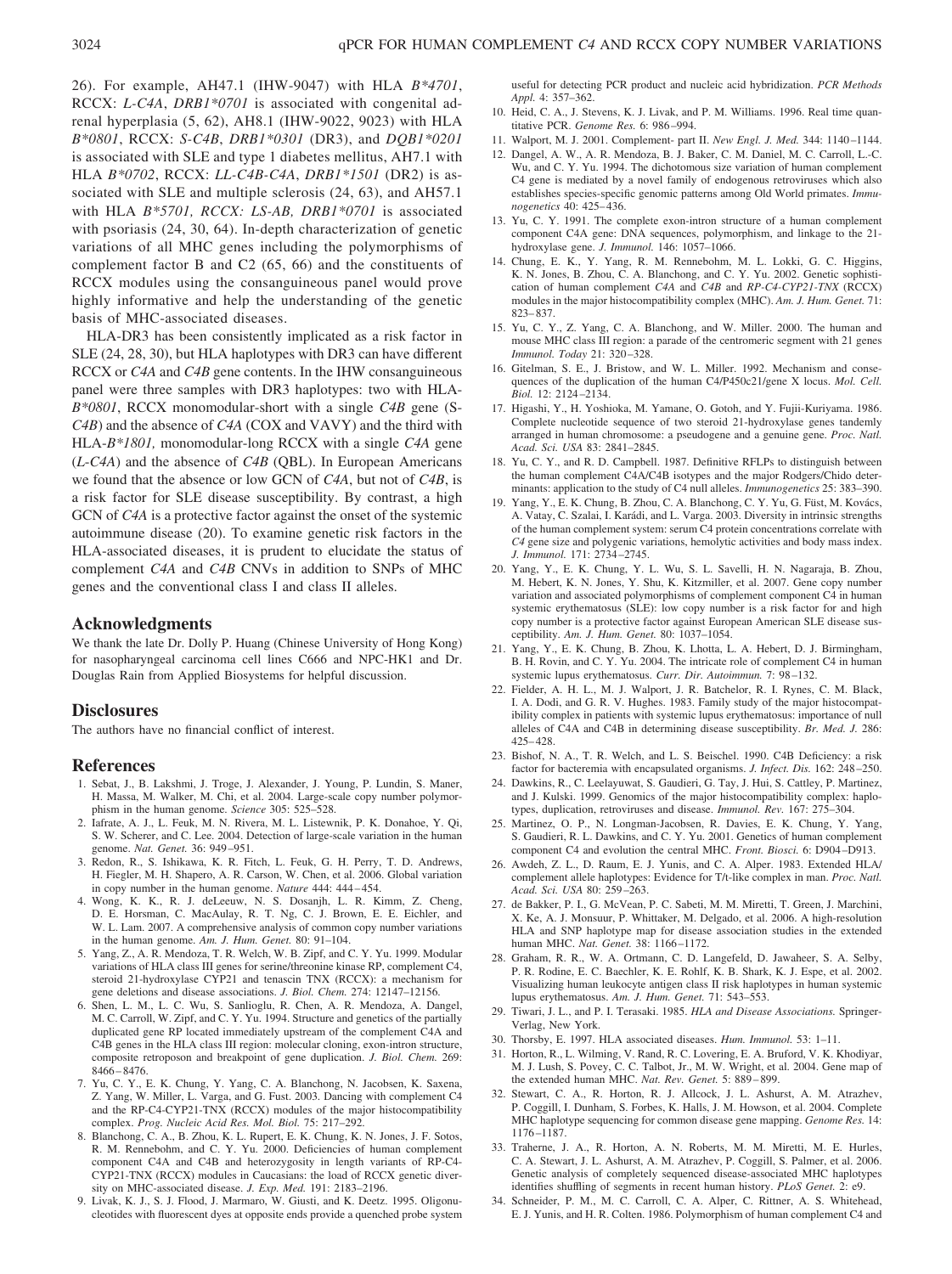26). For example, AH47.1 (IHW-9047) with HLA *B\*4701*, RCCX: *L-C4A*, *DRB1\*0701* is associated with congenital adrenal hyperplasia (5, 62), AH8.1 (IHW-9022, 9023) with HLA *B\*0801*, RCCX: *S-C4B*, *DRB1\*0301* (DR3), and *DQB1\*0201* is associated with SLE and type 1 diabetes mellitus, AH7.1 with HLA *B\*0702*, RCCX: *LL-C4B-C4A*, *DRB1\*1501* (DR2) is associated with SLE and multiple sclerosis (24, 63), and AH57.1 with HLA *B\*5701, RCCX: LS-AB, DRB1\*0701* is associated with psoriasis (24, 30, 64). In-depth characterization of genetic variations of all MHC genes including the polymorphisms of complement factor B and C2 (65, 66) and the constituents of RCCX modules using the consanguineous panel would prove highly informative and help the understanding of the genetic basis of MHC-associated diseases.

HLA-DR3 has been consistently implicated as a risk factor in SLE (24, 28, 30), but HLA haplotypes with DR3 can have different RCCX or *C4A* and *C4B* gene contents. In the IHW consanguineous panel were three samples with DR3 haplotypes: two with HLA-*B\*0801*, RCCX monomodular-short with a single *C4B* gene (S-*C4B*) and the absence of *C4A* (COX and VAVY) and the third with HLA-*B\*1801,* monomodular-long RCCX with a single *C4A* gene (*L-C4A*) and the absence of *C4B* (QBL). In European Americans we found that the absence or low GCN of *C4A*, but not of *C4B*, is a risk factor for SLE disease susceptibility. By contrast, a high GCN of *C4A* is a protective factor against the onset of the systemic autoimmune disease (20). To examine genetic risk factors in the HLA-associated diseases, it is prudent to elucidate the status of complement *C4A* and *C4B* CNVs in addition to SNPs of MHC genes and the conventional class I and class II alleles.

## Acknowledgments

We thank the late Dr. Dolly P. Huang (Chinese University of Hong Kong) for nasopharyngeal carcinoma cell lines C666 and NPC-HK1 and Dr. Douglas Rain from Applied Biosystems for helpful discussion.

## Disclosures

The authors have no financial conflict of interest.

## References

1. Sebat, J., B. Lakshmi, J. Troge, J. Alexander, J. Young, P. Lundin, S. Maner, H. Massa, M. Walker, M. Chi, et al. 2004. Large-scale copy number polymorphism in the human genome. *Science* 305: 525–528.
2. Iafrate, A. J., L. Feuk, M. N. Rivera, M. L. Listewnik, P. K. Donahoe, Y. Qi, S. W. Scherer, and C. Lee. 2004. Detection of large-scale variation in the human genome. *Nat. Genet.* 36: 949–951.
3. Redon, R., S. Ishikawa, K. R. Fitch, L. Feuk, G. H. Perry, T. D. Andrews, H. Fiegler, M. H. Shapero, A. R. Carson, W. Chen, et al. 2006. Global variation in copy number in the human genome. *Nature* 444: 444–454.
4. Wong, K. K., R. J. deLeeuw, N. S. Dosanjh, L. R. Kimm, Z. Cheng, D. E. Horsman, C. MacAulay, R. T. Ng, C. J. Brown, E. E. Eichler, and W. L. Lam. 2007. A comprehensive analysis of common copy number variations in the human genome. *Am. J. Hum. Genet.* 80: 91–104.
5. Yang, Z., A. R. Mendoza, T. R. Welch, W. B. Zipf, and C. Y. Yu. 1999. Modular variations of HLA class III genes for serine/threonine kinase RP, complement C4, steroid 21-hydroxylase CYP21 and tenascin TNX (RCCX): a mechanism for gene deletions and disease associations. *J. Biol. Chem.* 274: 12147–12156.
6. Shen, L. M., L. C. Wu, S. Sanlioglu, R. Chen, A. R. Mendoza, A. Dangel, M. C. Carroll, W. Zipf, and C. Y. Yu. 1994. Structure and genetics of the partially duplicated gene RP located immediately upstream of the complement C4A and C4B genes in the HLA class III region: molecular cloning, exon-intron structure, composite retroposon and breakpoint of gene duplication. *J. Biol. Chem.* 269: 8466–8476.
7. Yu, C. Y., E. K. Chung, Y. Yang, C. A. Blanchong, N. Jacobsen, K. Saxena, Z. Yang, W. Miller, L. Varga, and G. Fust. 2003. Dancing with complement C4 and the RP-C4-CYP21-TNX (RCCX) modules of the major histocompatibility complex. *Prog. Nucleic Acid Res. Mol. Biol.* 75: 217–292.
8. Blanchong, C. A., B. Zhou, K. L. Rupert, E. K. Chung, K. N. Jones, J. F. Sotos, R. M. Rennebohm, and C. Y. Yu. 2000. Deficiencies of human complement component C4A and C4B and heterozygosity in length variants of RP-C4-CYP21-TNX (RCCX) modules in Caucasians: the load of RCCX genetic diversity on MHC-associated disease. *J. Exp. Med.* 191: 2183–2196.
9. Livak, K. J., S. J. Flood, J. Marmaro, W. Giusti, and K. Deetz. 1995. Oligonucleotides with fluorescent dyes at opposite ends provide a quenched probe system useful for detecting PCR product and nucleic acid hybridization. *PCR Methods Appl.* 4: 357–362.
10. Heid, C. A., J. Stevens, K. J. Livak, and P. M. Williams. 1996. Real time quantitative PCR. *Genome Res.* 6: 986–994.
11. Walport, M. J. 2001. Complement- part II. *New Engl. J. Med.* 344: 1140–1144.
12. Dangel, A. W., A. R. Mendoza, B. J. Baker, C. M. Daniel, M. C. Carroll, L.-C. Wu, and C. Y. Yu. 1994. The dichotomous size variation of human complement C4 gene is mediated by a novel family of endogenous retroviruses which also establishes species-specific genomic patterns among Old World primates. *Immunogenetics* 40: 425–436.
13. Yu, C. Y. 1991. The complete exon-intron structure of a human complement component C4A gene: DNA sequences, polymorphism, and linkage to the 21-hydroxylase gene. *J. Immunol.* 146: 1057–1066.
14. Chung, E. K., Y. Yang, R. M. Rennebohm, M. L. Lokki, G. C. Higgins, K. N. Jones, B. Zhou, C. A. Blanchong, and C. Y. Yu. 2002. Genetic sophistication of human complement *C4A* and *C4B* and *RP-C4-CYP21-TNX* (RCCX) modules in the major histocompatibility complex (MHC). *Am. J. Hum. Genet.* 71: 823–837.
15. Yu, C. Y., Z. Yang, C. A. Blanchong, and W. Miller. 2000. The human and mouse MHC class III region: a parade of the centromeric segment with 21 genes *Immunol. Today* 21: 320–328.
16. Gitelman, S. E., J. Bristow, and W. L. Miller. 1992. Mechanism and consequences of the duplication of the human C4/P450c21/gene X locus. *Mol. Cell. Biol.* 12: 2124–2134.
17. Higashi, Y., H. Yoshioka, M. Yamane, O. Gotoh, and Y. Fujii-Kuriyama. 1986. Complete nucleotide sequence of two steroid 21-hydroxylase genes tandemly arranged in human chromosome: a pseudogene and a genuine gene. *Proc. Natl. Acad. Sci. USA* 83: 2841–2845.
18. Yu, C. Y., and R. D. Campbell. 1987. Definitive RFLPs to distinguish between the human complement C4A/C4B isotypes and the major Rodgers/Chido determinants: application to the study of C4 null alleles. *Immunogenetics* 25: 383–390.
19. Yang, Y., E. K. Chung, B. Zhou, C. A. Blanchong, C. Y. Yu, G. Füst, M. Kovács, A. Vatay, C. Szalai, I. Karádi, and L. Varga. 2003. Diversity in intrinsic strengths of the human complement system: serum C4 protein concentrations correlate with *C4* gene size and polygenic variations, hemolytic activities and body mass index. *J. Immunol.* 171: 2734–2745.
20. Yang, Y., E. K. Chung, Y. L. Wu, S. L. Savelli, H. N. Nagaraja, B. Zhou, M. Hebert, K. N. Jones, Y. Shu, K. Kitzmiller, et al. 2007. Gene copy number variation and associated polymorphisms of complement component C4 in human systemic erythematosus (SLE): low copy number is a risk factor for and high copy number is a protective factor against European American SLE disease susceptibility. *Am. J. Hum. Genet.* 80: 1037–1054.
21. Yang, Y., E. K. Chung, B. Zhou, K. Lhotta, L. A. Hebert, D. J. Birmingham, B. H. Rovin, and C. Y. Yu. 2004. The intricate role of complement C4 in human systemic lupus erythematosus. *Curr. Dir. Autoimmun.* 7: 98–132.
22. Fielder, A. H. L., M. J. Walport, J. R. Batchelor, R. I. Rynes, C. M. Black, I. A. Dodi, and G. R. V. Hughes. 1983. Family study of the major histocompatibility complex in patients with systemic lupus erythematosus: importance of null alleles of C4A and C4B in determining disease susceptibility. *Br. Med. J.* 286: 425–428.
23. Bishof, N. A., T. R. Welch, and L. S. Beischel. 1990. C4B Deficiency: a risk factor for bacteremia with encapsulated organisms. *J. Infect. Dis.* 162: 248–250.
24. Dawkins, R., C. Leelayuwat, S. Gaudieri, G. Tay, J. Hui, S. Cattley, P. Martinez, and J. Kulski. 1999. Genomics of the major histocompatibility complex: haplotypes, duplication, retroviruses and disease. *Immunol. Rev.* 167: 275–304.
25. Martinez, O. P., N. Longman-Jacobsen, R. Davies, E. K. Chung, Y. Yang, S. Gaudieri, R. L. Dawkins, and C. Y. Yu. 2001. Genetics of human complement component C4 and evolution the central MHC. *Front. Biosci.* 6: D904–D913.
26. Awdeh, Z. L., D. Raum, E. J. Yunis, and C. A. Alper. 1983. Extended HLA/complement allele haplotypes: Evidence for T/t-like complex in man. *Proc. Natl. Acad. Sci. USA* 80: 259–263.
27. de Bakker, P. I., G. McVean, P. C. Sabeti, M. M. Miretti, T. Green, J. Marchini, X. Ke, A. J. Monsuur, P. Whittaker, M. Delgado, et al. 2006. A high-resolution HLA and SNP haplotype map for disease association studies in the extended human MHC. *Nat. Genet.* 38: 1166–1172.
28. Graham, R. R., W. A. Ortmann, C. D. Langefeld, D. Jawaheer, S. A. Selby, P. R. Rodine, E. C. Baechler, K. E. Rohlf, K. B. Shark, K. J. Espe, et al. 2002. Visualizing human leukocyte antigen class II risk haplotypes in human systemic lupus erythematosus. *Am. J. Hum. Genet.* 71: 543–553.
29. Tiwari, J. L., and P. I. Terasaki. 1985. *HLA and Disease Associations.* Springer-Verlag, New York.
30. Thorsby, E. 1997. HLA associated diseases. *Hum. Immunol.* 53: 1–11.
31. Horton, R., L. Wilming, V. Rand, R. C. Lovering, E. A. Bruford, V. K. Khodiyar, M. J. Lush, S. Povey, C. C. Talbot, Jr., M. W. Wright, et al. 2004. Gene map of the extended human MHC. *Nat. Rev. Genet.* 5: 889–899.
32. Stewart, C. A., R. Horton, R. J. Allcock, J. L. Ashurst, A. M. Atrazhev, P. Coggill, I. Dunham, S. Forbes, K. Halls, J. M. Howson, et al. 2004. Complete MHC haplotype sequencing for common disease gene mapping. *Genome Res.* 14: 1176–1187.
33. Traherne, J. A., R. Horton, A. N. Roberts, M. M. Miretti, M. E. Hurles, C. A. Stewart, J. L. Ashurst, A. M. Atrazhev, P. Coggill, S. Palmer, et al. 2006. Genetic analysis of completely sequenced disease-associated MHC haplotypes identifies shuffling of segments in recent human history. *PLoS Genet.* 2: e9.
34. Schneider, P. M., M. C. Carroll, C. A. Alper, C. Rittner, A. S. Whitehead, E. J. Yunis, and H. R. Colten. 1986. Polymorphism of human complement C4 and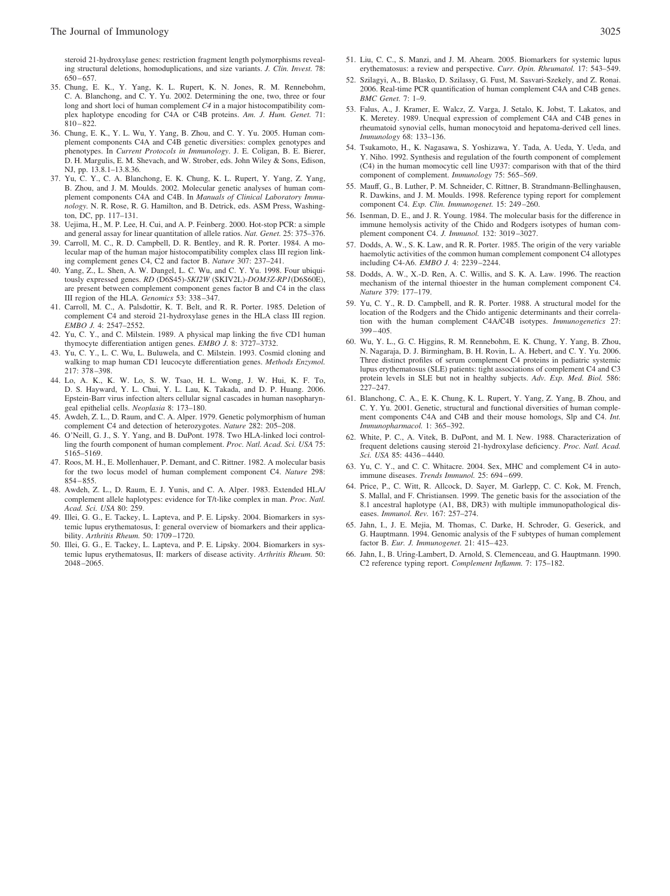steroid 21-hydroxylase genes: restriction fragment length polymorphisms revealing structural deletions, homoduplications, and size variants. *J. Clin. Invest.* 78: 650–657.

35. Chung, E. K., Y. Yang, K. L. Rupert, K. N. Jones, R. M. Rennebohm, C. A. Blanchong, and C. Y. Yu. 2002. Determining the one, two, three or four long and short loci of human complement *C4* in a major histocompatibility complex haplotype encoding for C4A or C4B proteins. *Am. J. Hum. Genet.* 71: 810–822.
36. Chung, E. K., Y. L. Wu, Y. Yang, B. Zhou, and C. Y. Yu. 2005. Human complement components C4A and C4B genetic diversities: complex genotypes and phenotypes. In *Current Protocols in Immunology*. J. E. Coligan, B. E. Bierer, D. H. Margulis, E. M. Shevach, and W. Strober, eds. John Wiley & Sons, Edison, NJ, pp. 13.8.1–13.8.36.
37. Yu, C. Y., C. A. Blanchong, E. K. Chung, K. L. Rupert, Y. Yang, Z. Yang, B. Zhou, and J. M. Moulds. 2002. Molecular genetic analyses of human complement components C4A and C4B. In *Manuals of Clinical Laboratory Immunology*. N. R. Rose, R. G. Hamilton, and B. Detrick, eds. ASM Press, Washington, DC, pp. 117–131.
38. Uejima, H., M. P. Lee, H. Cui, and A. P. Feinberg. 2000. Hot-stop PCR: a simple and general assay for linear quantitation of allele ratios. *Nat. Genet.* 25: 375–376.
39. Carroll, M. C., R. D. Campbell, D. R. Bentley, and R. R. Porter. 1984. A molecular map of the human major histocompatibility complex class III region linking complement genes C4, C2 and factor B. *Nature* 307: 237–241.
40. Yang, Z., L. Shen, A. W. Dangel, L. C. Wu, and C. Y. Yu. 1998. Four ubiquitously expressed genes. *RD* (D6S45)-*SKI2W* (SKIV2L)-*DOM3Z-RP1*(D6S60E), are present between complement component genes factor B and C4 in the class III region of the HLA. *Genomics* 53: 338–347.
41. Carroll, M. C., A. Palsdottir, K. T. Belt, and R. R. Porter. 1985. Deletion of complement C4 and steroid 21-hydroxylase genes in the HLA class III region. *EMBO J.* 4: 2547–2552.
42. Yu, C. Y., and C. Milstein. 1989. A physical map linking the five CD1 human thymocyte differentiation antigen genes. *EMBO J.* 8: 3727–3732.
43. Yu, C. Y., L. C. Wu, L. Buluwela, and C. Milstein. 1993. Cosmid cloning and walking to map human CD1 leucocyte differentiation genes. *Methods Enzymol.* 217: 378–398.
44. Lo, A. K., K. W. Lo, S. W. Tsao, H. L. Wong, J. W. Hui, K. F. To, D. S. Hayward, Y. L. Chui, Y. L. Lau, K. Takada, and D. P. Huang. 2006. Epstein-Barr virus infection alters cellular signal cascades in human nasopharyngeal epithelial cells. *Neoplasia* 8: 173–180.
45. Awdeh, Z. L., D. Raum, and C. A. Alper. 1979. Genetic polymorphism of human complement C4 and detection of heterozygotes. *Nature* 282: 205–208.
46. O'Neill, G. J., S. Y. Yang, and B. DuPont. 1978. Two HLA-linked loci controlling the fourth component of human complement. *Proc. Natl. Acad. Sci. USA* 75: 5165–5169.
47. Roos, M. H., E. Mollenhauer, P. Demant, and C. Rittner. 1982. A molecular basis for the two locus model of human complement component C4. *Nature* 298: 854–855.
48. Awdeh, Z. L., D. Raum, E. J. Yunis, and C. A. Alper. 1983. Extended HLA/complement allele haplotypes: evidence for T/t-like complex in man. *Proc. Natl. Acad. Sci. USA* 80: 259.
49. Illei, G. G., E. Tackey, L. Lapteva, and P. E. Lipsky. 2004. Biomarkers in systemic lupus erythematosus, I: general overview of biomarkers and their applicability. *Arthritis Rheum.* 50: 1709–1720.
50. Illei, G. G., E. Tackey, L. Lapteva, and P. E. Lipsky. 2004. Biomarkers in systemic lupus erythematosus, II: markers of disease activity. *Arthritis Rheum.* 50: 2048–2065.
51. Liu, C. C., S. Manzi, and J. M. Ahearn. 2005. Biomarkers for systemic lupus erythematosus: a review and perspective. *Curr. Opin. Rheumatol.* 17: 543–549.
52. Szilagyi, A., B. Blasko, D. Szilassy, G. Fust, M. Sasvari-Szekely, and Z. Ronai. 2006. Real-time PCR quantification of human complement C4A and C4B genes. *BMC Genet.* 7: 1–9.
53. Falus, A., J. Kramer, E. Walcz, Z. Varga, J. Setalo, K. Jobst, T. Lakatos, and K. Meretey. 1989. Unequal expression of complement C4A and C4B genes in rheumatoid synovial cells, human monocytoid and hepatoma-derived cell lines. *Immunology* 68: 133–136.
54. Tsukamoto, H., K. Nagasawa, S. Yoshizawa, Y. Tada, A. Ueda, Y. Ueda, and Y. Niho. 1992. Synthesis and regulation of the fourth component of complement (C4) in the human momocytic cell line U937: comparison with that of the third component of complement. *Immunology* 75: 565–569.
55. Mauff, G., B. Luther, P. M. Schneider, C. Rittner, B. Strandmann-Bellinghausen, R. Dawkins, and J. M. Moulds. 1998. Reference typing report for complement component C4. *Exp. Clin. Immunogenet.* 15: 249–260.
56. Isenman, D. E., and J. R. Young. 1984. The molecular basis for the difference in immune hemolysis activity of the Chido and Rodgers isotypes of human complement component C4. *J. Immunol.* 132: 3019–3027.
57. Dodds, A. W., S. K. Law, and R. R. Porter. 1985. The origin of the very variable haemolytic activities of the common human complement component C4 allotypes including C4-A6. *EMBO J.* 4: 2239–2244.
58. Dodds, A. W., X.-D. Ren, A. C. Willis, and S. K. A. Law. 1996. The reaction mechanism of the internal thioester in the human complement component C4. *Nature* 379: 177–179.
59. Yu, C. Y., R. D. Campbell, and R. R. Porter. 1988. A structural model for the location of the Rodgers and the Chido antigenic determinants and their correlation with the human complement C4A/C4B isotypes. *Immunogenetics* 27: 399–405.
60. Wu, Y. L., G. C. Higgins, R. M. Rennebohm, E. K. Chung, Y. Yang, B. Zhou, N. Nagaraja, D. J. Birmingham, B. H. Rovin, L. A. Hebert, and C. Y. Yu. 2006. Three distinct profiles of serum complement C4 proteins in pediatric systemic lupus erythematosus (SLE) patients: tight associations of complement C4 and C3 protein levels in SLE but not in healthy subjects. *Adv. Exp. Med. Biol.* 586: 227–247.
61. Blanchong, C. A., E. K. Chung, K. L. Rupert, Y. Yang, Z. Yang, B. Zhou, and C. Y. Yu. 2001. Genetic, structural and functional diversities of human complement components C4A and C4B and their mouse homologs, Slp and C4. *Int. Immunopharmacol.* 1: 365–392.
62. White, P. C., A. Vitek, B. DuPont, and M. I. New. 1988. Characterization of frequent deletions causing steroid 21-hydroxylase deficiency. *Proc. Natl. Acad. Sci. USA* 85: 4436–4440.
63. Yu, C. Y., and C. C. Whitacre. 2004. Sex, MHC and complement C4 in autoimmune diseases. *Trends Immunol.* 25: 694–699.
64. Price, P., C. Witt, R. Allcock, D. Sayer, M. Garlepp, C. C. Kok, M. French, S. Mallal, and F. Christiansen. 1999. The genetic basis for the association of the 8.1 ancestral haplotype (A1, B8, DR3) with multiple immunopathological diseases. *Immunol. Rev.* 167: 257–274.
65. Jahn, I., J. E. Mejia, M. Thomas, C. Darke, H. Schroder, G. Geserick, and G. Hauptmann. 1994. Genomic analysis of the F subtypes of human complement factor B. *Eur. J. Immunogenet.* 21: 415–423.
66. Jahn, I., B. Uring-Lambert, D. Arnold, S. Clemenceau, and G. Hauptmann. 1990. C2 reference typing report. *Complement Inflamm.* 7: 175–182.